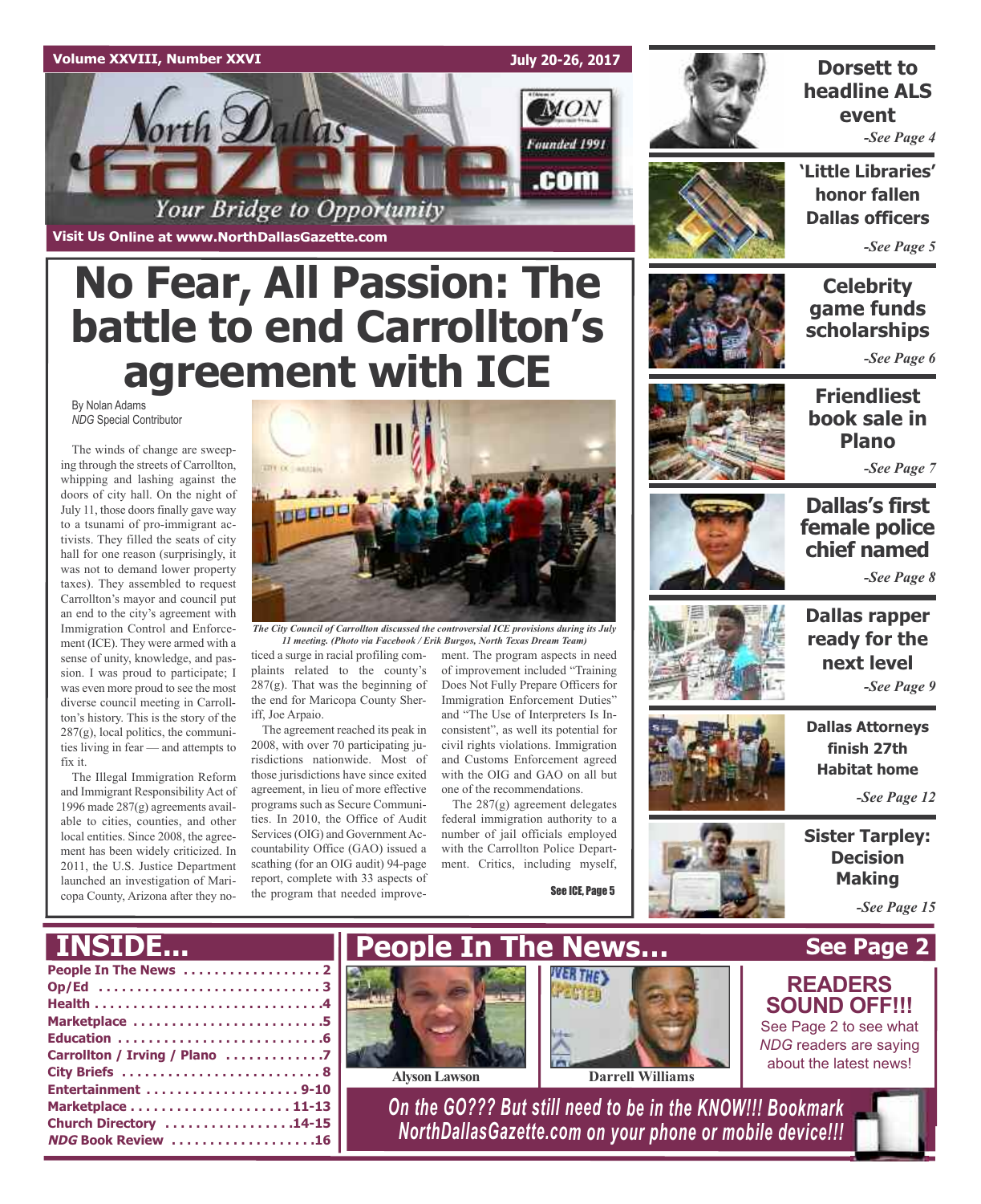Volume XXVIII, Number XXVI — July 20-26, 2017

# North Dallas Gazette

Founded 1991

Your Bridge to Opportunity

Visit Us Online at www.NorthDallasGazette.com

# No Fear, All Passion: The battle to end Carrollton's agreement with ICE

By Nolan Adams
*NDG* Special Contributor

The winds of change are sweeping through the streets of Carrollton, whipping and lashing against the doors of city hall. On the night of July 11, those doors finally gave way to a tsunami of pro-immigrant activists. They filled the seats of city hall for one reason (surprisingly, it was not to demand lower property taxes). They assembled to request Carrollton's mayor and council put an end to the city's agreement with Immigration Control and Enforcement (ICE). They were armed with a sense of unity, knowledge, and passion. I was proud to participate; I was even more proud to see the most diverse council meeting in Carrollton's history. This is the story of the 287(g), local politics, the communities living in fear — and attempts to fix it.

The Illegal Immigration Reform and Immigrant Responsibility Act of 1996 made 287(g) agreements available to cities, counties, and other local entities. Since 2008, the agreement has been widely criticized. In 2011, the U.S. Justice Department launched an investigation of Maricopa County, Arizona after they noticed a surge in racial profiling complaints related to the county's 287(g). That was the beginning of the end for Maricopa County Sheriff, Joe Arpaio.

*The City Council of Carrollton discussed the controversial ICE provisions during its July 11 meeting. (Photo via Facebook / Erik Burgos, North Texas Dream Team)*

The agreement reached its peak in 2008, with over 70 participating jurisdictions nationwide. Most of those jurisdictions have since exited agreement, in lieu of more effective programs such as Secure Communities. In 2010, the Office of Audit Services (OIG) and Government Accountability Office (GAO) issued a scathing (for an OIG audit) 94-page report, complete with 33 aspects of the program that needed improvement. The program aspects in need of improvement included "Training Does Not Fully Prepare Officers for Immigration Enforcement Duties" and "The Use of Interpreters Is Inconsistent", as well its potential for civil rights violations. Immigration and Customs Enforcement agreed with the OIG and GAO on all but one of the recommendations.

The 287(g) agreement delegates federal immigration authority to a number of jail officials employed with the Carrollton Police Department. Critics, including myself,

See ICE, Page 5

**Dorsett to headline ALS event** -*See Page 4*

**'Little Libraries' honor fallen Dallas officers** -*See Page 5*

**Celebrity game funds scholarships** -*See Page 6*

**Friendliest book sale in Plano** -*See Page 7*

**Dallas's first female police chief named** -*See Page 8*

**Dallas rapper ready for the next level** -*See Page 9*

**Dallas Attorneys finish 27th Habitat home** -*See Page 12*

**Sister Tarpley: Decision Making** -*See Page 15*

## INSIDE...

- People In The News ........ 2
- Op/Ed ........ 3
- Health ........ 4
- Marketplace ........ 5
- Education ........ 6
- Carrollton / Irving / Plano ........ 7
- City Briefs ........ 8
- Entertainment ........ 9-10
- Marketplace ........ 11-13
- Church Directory ........ 14-15
- *NDG* Book Review ........ 16

## People In The News... See Page 2

Alyson Lawson

Darrell Williams

**READERS SOUND OFF!!!**
See Page 2 to see what *NDG* readers are saying about the latest news!

*On the GO??? But still need to be in the KNOW!!! Bookmark NorthDallasGazette.com on your phone or mobile device!!!*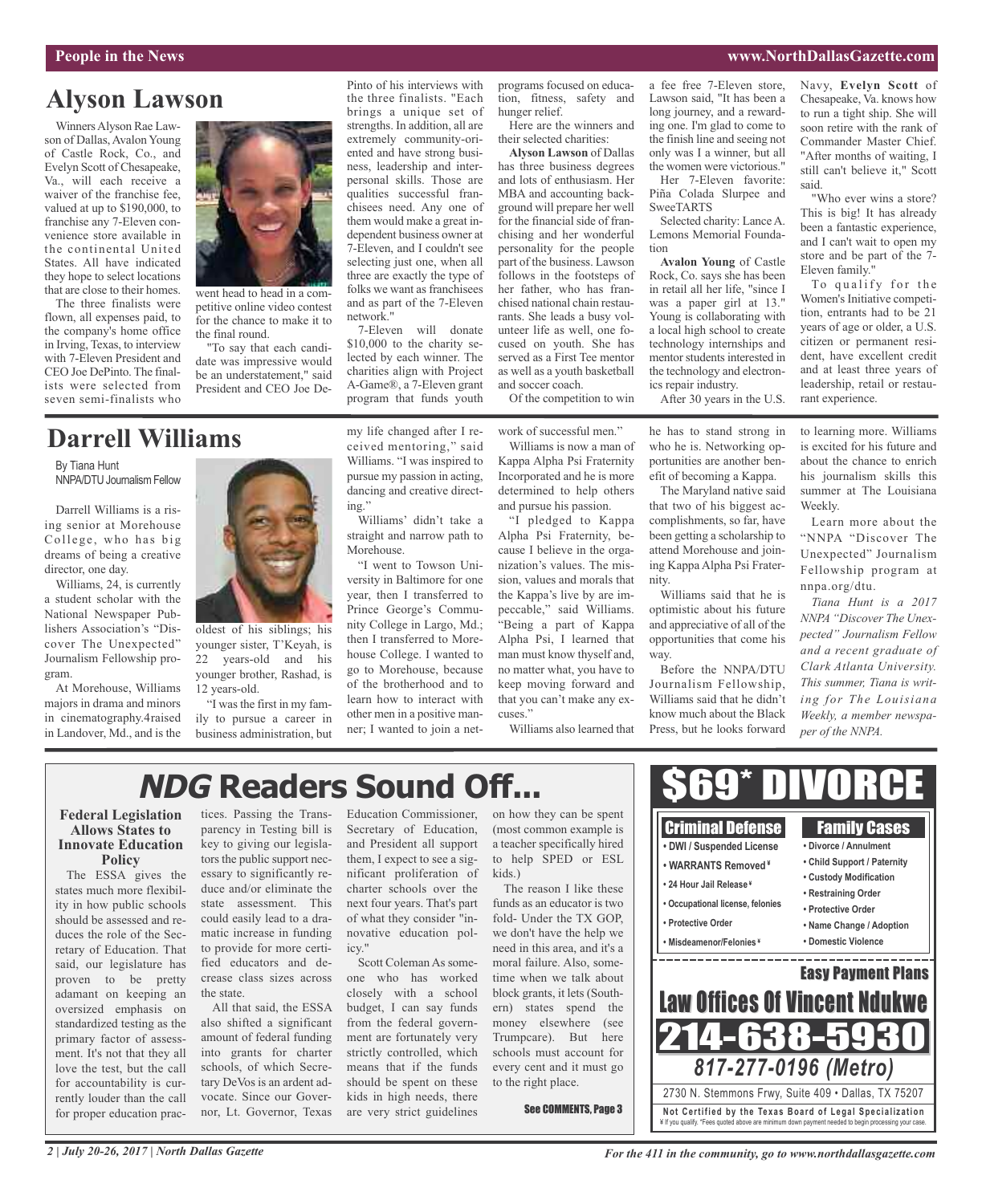# Alyson Lawson

Winners Alyson Rae Lawson of Dallas, Avalon Young of Castle Rock, Co., and Evelyn Scott of Chesapeake, Va., will each receive a waiver of the franchise fee, valued at up to $190,000, to franchise any 7-Eleven convenience store available in the continental United States. All have indicated they hope to select locations that are close to their homes.

The three finalists were flown, all expenses paid, to the company's home office in Irving, Texas, to interview with 7-Eleven President and CEO Joe DePinto. The finalists were selected from seven semi-finalists who went head to head in a competitive online video contest for the chance to make it to the final round.

"To say that each candidate was impressive would be an understatement," said President and CEO Joe DePinto of his interviews with the three finalists. "Each brings a unique set of strengths. In addition, all are extremely community-oriented and have strong business, leadership and interpersonal skills. Those are qualities successful franchisees need. Any one of them would make a great independent business owner at 7-Eleven, and I couldn't see selecting just one, when all three are exactly the type of folks we want as franchisees and as part of the 7-Eleven network."

7-Eleven will donate $10,000 to the charity selected by each winner. The charities align with Project A-Game®, a 7-Eleven grant program that funds youth programs focused on education, fitness, safety and hunger relief.

Here are the winners and their selected charities:

**Alyson Lawson** of Dallas has three business degrees and lots of enthusiasm. Her MBA and accounting background will prepare her well for the financial side of franchising and her wonderful personality for the people part of the business. Lawson follows in the footsteps of her father, who has franchised national chain restaurants. She leads a busy volunteer life as well, one focused on youth. She has served as a First Tee mentor as well as a youth basketball and soccer coach.

Of the competition to win a fee free 7-Eleven store, Lawson said, "It has been a long journey, and a rewarding one. I'm glad to come to the finish line and seeing not only was I a winner, but all the women were victorious."

Her 7-Eleven favorite: Piña Colada Slurpee and SweeTARTS

Selected charity: Lance A. Lemons Memorial Foundation

**Avalon Young** of Castle Rock, Co. says she has been in retail all her life, "since I was a paper girl at 13." Young is collaborating with a local high school to create technology internships and mentor students interested in the technology and electronics repair industry.

After 30 years in the U.S. Navy, **Evelyn Scott** of Chesapeake, Va. knows how to run a tight ship. She will soon retire with the rank of Commander Master Chief. "After months of waiting, I still can't believe it," Scott said.

"Who ever wins a store? This is big! It has already been a fantastic experience, and I can't wait to open my store and be part of the 7-Eleven family."

To qualify for the Women's Initiative competition, entrants had to be 21 years of age or older, a U.S. citizen or permanent resident, have excellent credit and at least three years of leadership, retail or restaurant experience.

# Darrell Williams

By Tiana Hunt
NNPA/DTU Journalism Fellow

Darrell Williams is a rising senior at Morehouse College, who has big dreams of being a creative director, one day.

Williams, 24, is currently a student scholar with the National Newspaper Publishers Association's "Discover The Unexpected" Journalism Fellowship program.

At Morehouse, Williams majors in drama and minors in cinematography.4raised in Landover, Md., and is the oldest of his siblings; his younger sister, T'Keyah, is 22 years-old and his younger brother, Rashad, is 12 years-old.

"I was the first in my family to pursue a career in business administration, but my life changed after I received mentoring," said Williams. "I was inspired to pursue my passion in acting, dancing and creative directing."

Williams' didn't take a straight and narrow path to Morehouse.

"I went to Towson University in Baltimore for one year, then I transferred to Prince George's Community College in Largo, Md.; then I transferred to Morehouse College. I wanted to go to Morehouse, because of the brotherhood and to learn how to interact with other men in a positive manner; I wanted to join a network of successful men."

Williams is now a man of Kappa Alpha Psi Fraternity Incorporated and he is more determined to help others and pursue his passion.

"I pledged to Kappa Alpha Psi Fraternity, because I believe in the organization's values. The mission, values and morals that the Kappa's live by are impeccable," said Williams. "Being a part of Kappa Alpha Psi, I learned that man must know thyself and, no matter what, you have to keep moving forward and that you can't make any excuses."

Williams also learned that he has to stand strong in who he is. Networking opportunities are another benefit of becoming a Kappa.

The Maryland native said that two of his biggest accomplishments, so far, have been getting a scholarship to attend Morehouse and joining Kappa Alpha Psi Fraternity.

Williams said that he is optimistic about his future and appreciative of all of the opportunities that come his way.

Before the NNPA/DTU Journalism Fellowship, Williams said that he didn't know much about the Black Press, but he looks forward to learning more. Williams is excited for his future and about the chance to enrich his journalism skills this summer at The Louisiana Weekly.

Learn more about the "NNPA "Discover The Unexpected" Journalism Fellowship program at nnpa.org/dtu.

*Tiana Hunt is a 2017 NNPA "Discover The Unexpected" Journalism Fellow and a recent graduate of Clark Atlanta University. This summer, Tiana is writing for The Louisiana Weekly, a member newspaper of the NNPA.*

# *NDG* Readers Sound Off...

### Federal Legislation Allows States to Innovate Education Policy

The ESSA gives the states much more flexibility in how public schools should be assessed and reduces the role of the Secretary of Education. That said, our legislature has proven to be pretty adamant on keeping an oversized emphasis on standardized testing as the primary factor of assessment. It's not that they all love the test, but the call for accountability is currently louder than the call for proper education practices. Passing the Transparency in Testing bill is key to giving our legislators the public support necessary to significantly reduce and/or eliminate the state assessment. This could easily lead to a dramatic increase in funding to provide for more certified educators and decrease class sizes across the state.

All that said, the ESSA also shifted a significant amount of federal funding into grants for charter schools, of which Secretary DeVos is an ardent advocate. Since our Governor, Lt. Governor, Texas Education Commissioner, Secretary of Education, and President all support them, I expect to see a significant proliferation of charter schools over the next four years. That's part of what they consider "innovative education policy."

Scott Coleman As someone who has worked closely with a school budget, I can say funds from the federal government are fortunately very strictly controlled, which means that if the funds should be spent on these kids in high needs, there are very strict guidelines on how they can be spent (most common example is a teacher specifically hired to help SPED or ESL kids.)

The reason I like these funds as an educator is two fold- Under the TX GOP, we don't have the help we need in this area, and it's a moral failure. Also, sometime when we talk about block grants, it lets (Southern) states spend the money elsewhere (see Trumpcare). But here schools must account for every cent and it must go to the right place.

See COMMENTS, Page 3

# $69* DIVORCE

**Criminal Defense**
- DWI / Suspended License
- WARRANTS Removed ¥
- 24 Hour Jail Release ¥
- Occupational license, felonies
- Protective Order
- Misdeamenor/Felonies ¥

**Family Cases**
- Divorce / Annulment
- Child Support / Paternity
- Custody Modification
- Restraining Order
- Protective Order
- Name Change / Adoption
- Domestic Violence

**Easy Payment Plans**

**Law Offices Of Vincent Ndukwe**

**214-638-5930**

*817-277-0196 (Metro)*

2730 N. Stemmons Frwy, Suite 409 • Dallas, TX 75207

**Not Certified by the Texas Board of Legal Specialization**
¥ If you qualify. *Fees quoted above are minimum down payment needed to begin processing your case.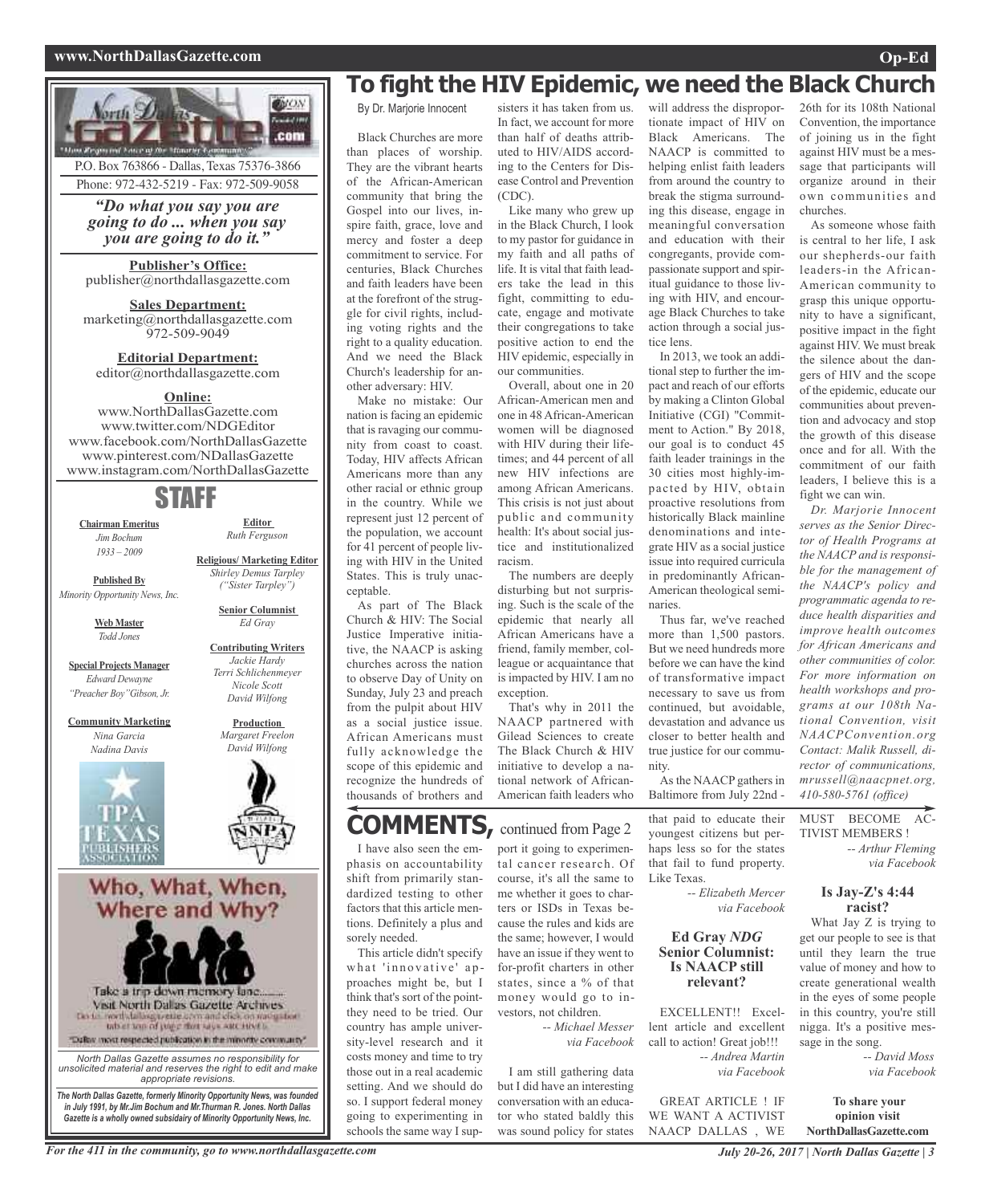# To fight the HIV Epidemic, we need the Black Church

By Dr. Marjorie Innocent

Black Churches are more than places of worship. They are the vibrant hearts of the African-American community that bring the Gospel into our lives, inspire faith, grace, love and mercy and foster a deep commitment to service. For centuries, Black Churches and faith leaders have been at the forefront of the struggle for civil rights, including voting rights and the right to a quality education. And we need the Black Church's leadership for another adversary: HIV.

Make no mistake: Our nation is facing an epidemic that is ravaging our community from coast to coast. Today, HIV affects African Americans more than any other racial or ethnic group in the country. While we represent just 12 percent of the population, we account for 41 percent of people living with HIV in the United States. This is truly unacceptable.

As part of The Black Church & HIV: The Social Justice Imperative initiative, the NAACP is asking churches across the nation to observe Day of Unity on Sunday, July 23 and preach from the pulpit about HIV as a social justice issue. African Americans must fully acknowledge the scope of this epidemic and recognize the hundreds of thousands of brothers and sisters it has taken from us. In fact, we account for more than half of deaths attributed to HIV/AIDS according to the Centers for Disease Control and Prevention (CDC).

Like many who grew up in the Black Church, I look to my pastor for guidance in my faith and all paths of life. It is vital that faith leaders take the lead in this fight, committing to educate, engage and motivate their congregations to take positive action to end the HIV epidemic, especially in our communities.

Overall, about one in 20 African-American men and one in 48 African-American women will be diagnosed with HIV during their lifetimes; and 44 percent of all new HIV infections are among African Americans. This crisis is not just about public and community health: It's about social justice and institutionalized racism.

The numbers are deeply disturbing but not surprising. Such is the scale of the epidemic that nearly all African Americans have a friend, family member, colleague or acquaintance that is impacted by HIV. I am no exception.

That's why in 2011 the NAACP partnered with Gilead Sciences to create The Black Church & HIV initiative to develop a national network of African-American faith leaders who will address the disproportionate impact of HIV on Black Americans. The NAACP is committed to helping enlist faith leaders from around the country to break the stigma surrounding this disease, engage in meaningful conversation and education with their congregants, provide compassionate support and spiritual guidance to those living with HIV, and encourage Black Churches to take action through a social justice lens.

In 2013, we took an additional step to further the impact and reach of our efforts by making a Clinton Global Initiative (CGI) "Commitment to Action." By 2018, our goal is to conduct 45 faith leader trainings in the 30 cities most highly-impacted by HIV, obtain proactive resolutions from historically Black mainline denominations and integrate HIV as a social justice issue into required curricula in predominantly African-American theological seminaries.

Thus far, we've reached more than 1,500 pastors. But we need hundreds more before we can have the kind of transformative impact necessary to save us from continued, but avoidable, devastation and advance us closer to better health and true justice for our community.

As the NAACP gathers in Baltimore from July 22nd - 26th for its 108th National Convention, the importance of joining us in the fight against HIV must be a message that participants will organize around in their own communities and churches.

As someone whose faith is central to her life, I ask our shepherds-our faith leaders-in the African-American community to grasp this unique opportunity to have a significant, positive impact in the fight against HIV. We must break the silence about the dangers of HIV and the scope of the epidemic, educate our communities about prevention and advocacy and stop the growth of this disease once and for all. With the commitment of our faith leaders, I believe this is a fight we can win.

*Dr. Marjorie Innocent serves as the Senior Director of Health Programs at the NAACP and is responsible for the management of the NAACP's policy and programmatic agenda to reduce health disparities and improve health outcomes for African Americans and other communities of color. For more information on health workshops and programs at our 108th National Convention, visit NAACPConvention.org Contact: Malik Russell, director of communications, mrussell@naacpnet.org, 410-580-5761 (office)*

# COMMENTS, continued from Page 2

I have also seen the emphasis on accountability shift from primarily standardized testing to other factors that this article mentions. Definitely a plus and sorely needed.

This article didn't specify what 'innovative' approaches might be, but I think that's sort of the point-they need to be tried. Our country has ample university-level research and it costs money and time to try those out in a real academic setting. And we should do so. I support federal money going to experimenting in schools the same way I support it going to experimental cancer research. Of course, it's all the same to me whether it goes to charters or ISDs in Texas because the rules and kids are the same; however, I would have an issue if they went to for-profit charters in other states, since a % of that money would go to investors, not children.

*-- Michael Messer via Facebook*

I am still gathering data but I did have an interesting conversation with an educator who stated baldly this was sound policy for states that paid to educate their youngest citizens but perhaps less so for the states that fail to fund property. Like Texas.

*-- Elizabeth Mercer via Facebook*

### Ed Gray *NDG* Senior Columnist: Is NAACP still relevant?

EXCELLENT!! Excellent article and excellent call to action! Great job!!!

*-- Andrea Martin via Facebook*

GREAT ARTICLE ! IF WE WANT A ACTIVIST NAACP DALLAS , WE MUST BECOME ACTIVIST MEMBERS !

*-- Arthur Fleming via Facebook*

### Is Jay-Z's 4:44 racist?

What Jay Z is trying to get our people to see is that until they learn the true value of money and how to create generational wealth in the eyes of some people in this country, you're still nigga. It's a positive message in the song.

*-- David Moss via Facebook*

**To share your opinion visit NorthDallasGazette.com**

---

P.O. Box 763866 - Dallas, Texas 75376-3866
Phone: 972-432-5219 - Fax: 972-509-9058

*"Do what you say you are going to do ... when you say you are going to do it."*

**Publisher's Office:**
publisher@northdallasgazette.com

**Sales Department:**
marketing@northdallasgazette.com
972-509-9049

**Editorial Department:**
editor@northdallasgazette.com

**Online:**
www.NorthDallasGazette.com
www.twitter.com/NDGEditor
www.facebook.com/NorthDallasGazette
www.pinterest.com/NDallasGazette
www.instagram.com/NorthDallasGazette

## STAFF

**Chairman Emeritus**
*Jim Bochum 1933 – 2009*

**Published By**
*Minority Opportunity News, Inc.*

**Web Master**
*Todd Jones*

**Special Projects Manager**
*Edward Dewayne "Preacher Boy" Gibson, Jr.*

**Community Marketing**
*Nina Garcia*
*Nadina Davis*

**Editor**
*Ruth Ferguson*

**Religious/ Marketing Editor**
*Shirley Demus Tarpley ("Sister Tarpley")*

**Senior Columnist**
*Ed Gray*

**Contributing Writers**
*Jackie Hardy*
*Terri Schlichenmeyer*
*Nicole Scott*
*David Wilfong*

**Production**
*Margaret Freelon*
*David Wilfong*

Who, What, When, Where and Why?

Take a trip down memory lane....... Visit North Dallas Gazette Archives

"Dallas' most respected publication in the minority community"

*North Dallas Gazette assumes no responsibility for unsolicited material and reserves the right to edit and make appropriate revisions.*

***The North Dallas Gazette, formerly Minority Opportunity News, was founded in July 1991, by Mr.Jim Bochum and Mr.Thurman R. Jones. North Dallas Gazette is a wholly owned subsidairy of Minority Opportunity News, Inc.***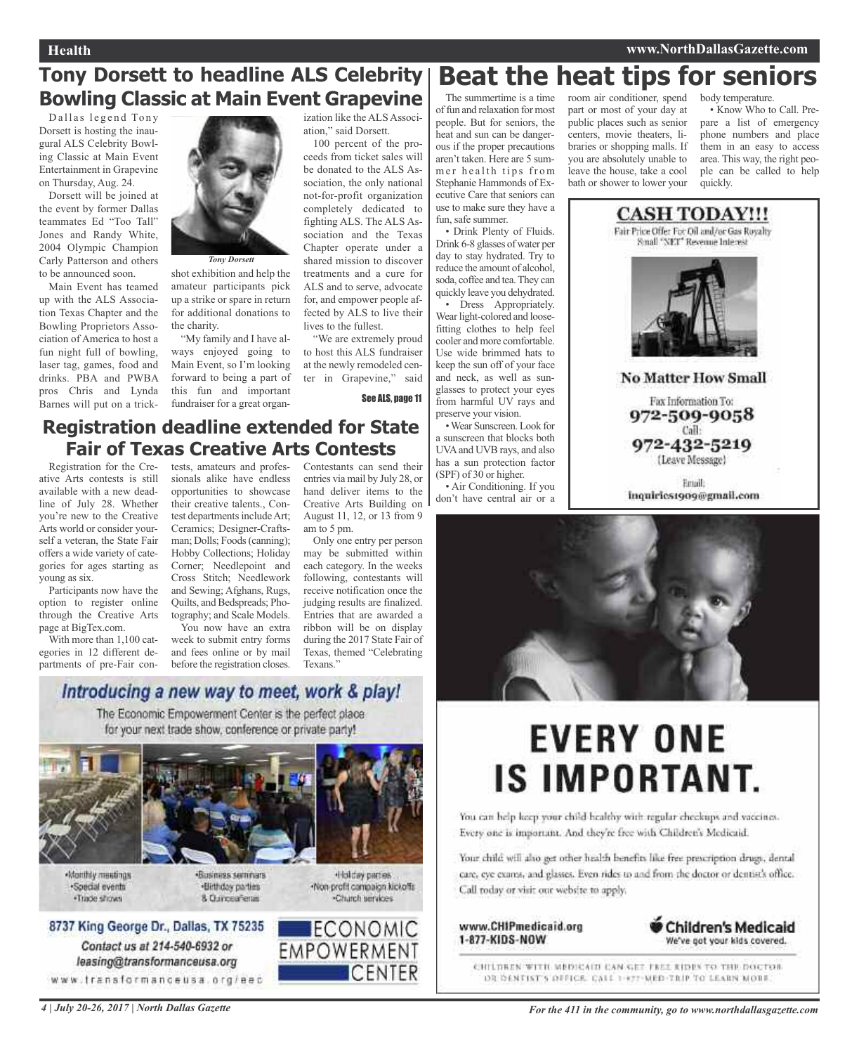## Tony Dorsett to headline ALS Celebrity Bowling Classic at Main Event Grapevine

Dallas legend Tony Dorsett is hosting the inaugural ALS Celebrity Bowling Classic at Main Event Entertainment in Grapevine on Thursday, Aug. 24.

Dorsett will be joined at the event by former Dallas teammates Ed "Too Tall" Jones and Randy White, 2004 Olympic Champion Carly Patterson and others to be announced soon.

Main Event has teamed up with the ALS Association Texas Chapter and the Bowling Proprietors Association of America to host a fun night full of bowling, laser tag, games, food and drinks. PBA and PWBA pros Chris and Lynda Barnes will put on a trick-shot exhibition and help the amateur participants pick up a strike or spare in return for additional donations to the charity.

*Tony Dorsett*

"My family and I have always enjoyed going to Main Event, so I'm looking forward to being a part of this fun and important fundraiser for a great organization like the ALS Association," said Dorsett.

100 percent of the proceeds from ticket sales will be donated to the ALS Association, the only national not-for-profit organization completely dedicated to fighting ALS. The ALS Association and the Texas Chapter operate under a shared mission to discover treatments and a cure for ALS and to serve, advocate for, and empower people affected by ALS to live their lives to the fullest.

"We are extremely proud to host this ALS fundraiser at the newly remodeled center in Grapevine," said

See ALS, page 11

## Registration deadline extended for State Fair of Texas Creative Arts Contests

Registration for the Creative Arts contests is still available with a new deadline of July 28. Whether you're new to the Creative Arts world or consider yourself a veteran, the State Fair offers a wide variety of categories for ages starting as young as six.

Participants now have the option to register online through the Creative Arts page at BigTex.com.

With more than 1,100 categories in 12 different departments of pre-Fair contests, amateurs and professionals alike have endless opportunities to showcase their creative talents., Contest departments include Art; Ceramics; Designer-Craftsman; Dolls; Foods (canning); Hobby Collections; Holiday Corner; Needlepoint and Cross Stitch; Needlework and Sewing; Afghans, Rugs, Quilts, and Bedspreads; Photography; and Scale Models.

You now have an extra week to submit entry forms and fees online or by mail before the registration closes. Contestants can send their entries via mail by July 28, or hand deliver items to the Creative Arts Building on August 11, 12, or 13 from 9 am to 5 pm.

Only one entry per person may be submitted within each category. In the weeks following, contestants will receive notification once the judging results are finalized. Entries that are awarded a ribbon will be on display during the 2017 State Fair of Texas, themed "Celebrating Texans."

## Beat the heat tips for seniors

The summertime is a time of fun and relaxation for most people. But for seniors, the heat and sun can be dangerous if the proper precautions aren't taken. Here are 5 summer health tips from Stephanie Hammonds of Executive Care that seniors can use to make sure they have a fun, safe summer.

• Drink Plenty of Fluids. Drink 6-8 glasses of water per day to stay hydrated. Try to reduce the amount of alcohol, soda, coffee and tea. They can quickly leave you dehydrated.

• Dress Appropriately. Wear light-colored and loose-fitting clothes to help feel cooler and more comfortable. Use wide brimmed hats to keep the sun off of your face and neck, as well as sunglasses to protect your eyes from harmful UV rays and preserve your vision.

• Wear Sunscreen. Look for a sunscreen that blocks both UVA and UVB rays, and also has a sun protection factor (SPF) of 30 or higher.

• Air Conditioning. If you don't have central air or a room air conditioner, spend part or most of your day at public places such as senior centers, movie theaters, libraries or shopping malls. If you are absolutely unable to leave the house, take a cool bath or shower to lower your body temperature.

• Know Who to Call. Prepare a list of emergency phone numbers and place them in an easy to access area. This way, the right people can be called to help quickly.

**CASH TODAY!!!**

Fair Price Offer For Oil and/or Gas Royalty Small "NET" Revenue Interest

**No Matter How Small**

Fax Information To: 972-509-9058

Call: 972-432-5219 (Leave Message)

Email: inquiries1909@gmail.com

**Introducing a new way to meet, work & play!**

The Economic Empowerment Center is the perfect place for your next trade show, conference or private party!

- Monthly meetings
- Special events
- Trade shows
- Business seminars
- Birthday parties
- & Quinceañeras
- Holiday parties
- Non-profit campaign kickoffs
- Church services

8737 King George Dr., Dallas, TX 75235

Contact us at 214-540-6932 or leasing@transformanceusa.org

www.transformanceusa.org/eec

ECONOMIC EMPOWERMENT CENTER

**EVERY ONE IS IMPORTANT.**

You can help keep your child healthy with regular checkups and vaccines. Every one is important. And they're free with Children's Medicaid.

Your child will also get other health benefits like free prescription drugs, dental care, eye exams, and glasses. Even rides to and from the doctor or dentist's office. Call today or visit our website to apply.

www.CHIPmedicaid.org
1-877-KIDS-NOW

Children's Medicaid — We've got your kids covered.

CHILDREN WITH MEDICAID CAN GET FREE RIDES TO THE DOCTOR OR DENTIST'S OFFICE. CALL 1-877-MED-TRIP TO LEARN MORE.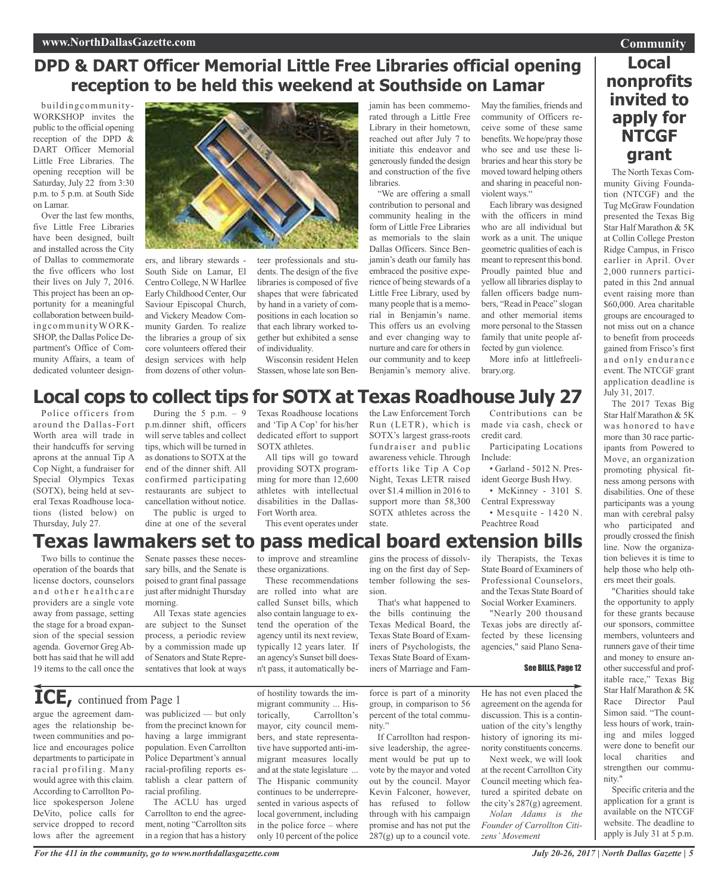## DPD & DART Officer Memorial Little Free Libraries official opening reception to be held this weekend at Southside on Lamar

buildingcommunity-WORKSHOP invites the public to the official opening reception of the DPD & DART Officer Memorial Little Free Libraries. The opening reception will be Saturday, July 22 from 3:30 p.m. to 5 p.m. at South Side on Lamar.

Over the last few months, five Little Free Libraries have been designed, built and installed across the City of Dallas to commemorate the five officers who lost their lives on July 7, 2016. This project has been an opportunity for a meaningful collaboration between buildingcommunityWORKSHOP, the Dallas Police Department's Office of Community Affairs, a team of dedicated volunteer designers, and library stewards - South Side on Lamar, El Centro College, N W Harllee Early Childhood Center, Our Saviour Episcopal Church, and Vickery Meadow Community Garden. To realize the libraries a group of six core volunteers offered their design services with help from dozens of other volunteer professionals and students. The design of the five libraries is composed of five shapes that were fabricated by hand in a variety of compositions in each location so that each library worked together but exhibited a sense of individuality.

Wisconsin resident Helen Stassen, whose late son Benjamin has been commemorated through a Little Free Library in their hometown, reached out after July 7 to initiate this endeavor and generously funded the design and construction of the five libraries.

"We are offering a small contribution to personal and community healing in the form of Little Free Libraries as memorials to the slain Dallas Officers. Since Benjamin's death our family has embraced the positive experience of being stewards of a Little Free Library, used by many people that is a memorial in Benjamin's name. This offers us an evolving and ever changing way to nurture and care for others in our community and to keep Benjamin's memory alive. May the families, friends and community of Officers receive some of these same benefits. We hope/pray those who see and use these libraries and hear this story be moved toward helping others and sharing in peaceful nonviolent ways."

Each library was designed with the officers in mind who are all individual but work as a unit. The unique geometric qualities of each is meant to represent this bond. Proudly painted blue and yellow all libraries display to fallen officers badge numbers, "Read in Peace" slogan and other memorial items more personal to the Stassen family that unite people affected by gun violence.

More info at littlefreelibrary.org.

## Local cops to collect tips for SOTX at Texas Roadhouse July 27

Police officers from around the Dallas-Fort Worth area will trade in their handcuffs for serving aprons at the annual Tip A Cop Night, a fundraiser for Special Olympics Texas (SOTX), being held at several Texas Roadhouse locations (listed below) on Thursday, July 27.

During the 5 p.m. – 9 p.m.dinner shift, officers will serve tables and collect tips, which will be turned in as donations to SOTX at the end of the dinner shift. All confirmed participating restaurants are subject to cancellation without notice.

The public is urged to dine at one of the several Texas Roadhouse locations and 'Tip A Cop' for his/her dedicated effort to support SOTX athletes.

All tips will go toward providing SOTX programming for more than 12,600 athletes with intellectual disabilities in the Dallas-Fort Worth area.

This event operates under the Law Enforcement Torch Run (LETR), which is SOTX's largest grass-roots fundraiser and public awareness vehicle. Through efforts like Tip A Cop Night, Texas LETR raised over $1.4 million in 2016 to support more than 58,300 SOTX athletes across the state.

Contributions can be made via cash, check or credit card.

Participating Locations Include:

- Garland - 5012 N. President George Bush Hwy.
- McKinney - 3101 S. Central Expressway
- Mesquite - 1420 N. Peachtree Road

## Texas lawmakers set to pass medical board extension bills

Two bills to continue the operation of the boards that license doctors, counselors and other healthcare providers are a single vote away from passage, setting the stage for a broad expansion of the special session agenda. Governor Greg Abbott has said that he will add 19 items to the call once the Senate passes these necessary bills, and the Senate is poised to grant final passage just after midnight Thursday morning.

All Texas state agencies are subject to the Sunset process, a periodic review by a commission made up of Senators and State Representatives that look at ways to improve and streamline these organizations.

These recommendations are rolled into what are called Sunset bills, which also contain language to extend the operation of the agency until its next review, typically 12 years later. If an agency's Sunset bill doesn't pass, it automatically begins the process of dissolving on the first day of September following the session.

That's what happened to the bills continuing the Texas Medical Board, the Texas State Board of Examiners of Psychologists, the Texas State Board of Examiners of Marriage and Family Therapists, the Texas State Board of Examiners of Professional Counselors, and the Texas State Board of Social Worker Examiners.

"Nearly 200 thousand Texas jobs are directly affected by these licensing agencies," said Plano Sena-

See BILLS, Page 12

## ICE, continued from Page 1

argue the agreement damages the relationship between communities and police and encourages police departments to participate in racial profiling. Many would agree with this claim. According to Carrollton Police spokesperson Jolene DeVito, police calls for service dropped to record lows after the agreement was publicized — but only from the precinct known for having a large immigrant population. Even Carrollton Police Department's annual racial-profiling reports establish a clear pattern of racial profiling.

The ACLU has urged Carrollton to end the agreement, noting "Carrollton sits in a region that has a history of hostility towards the immigrant community ... Historically, Carrollton's mayor, city council members, and state representative have supported anti-immigrant measures locally and at the state legislature ... The Hispanic community continues to be underrepresented in various aspects of local government, including in the police force – where only 10 percent of the police force is part of a minority group, in comparison to 56 percent of the total community."

If Carrollton had responsive leadership, the agreement would be put up to vote by the mayor and voted out by the council. Mayor Kevin Falconer, however, has refused to follow through with his campaign promise and has not put the 287(g) up to a council vote. He has not even placed the agreement on the agenda for discussion. This is a continuation of the city's lengthy history of ignoring its minority constituents concerns.

Next week, we will look at the recent Carrollton City Council meeting which featured a spirited debate on the city's 287(g) agreement.

*Nolan Adams is the Founder of Carrollton Citizens' Movement*

## Local nonprofits invited to apply for NTCGF grant

The North Texas Community Giving Foundation (NTCGF) and the Tug McGraw Foundation presented the Texas Big Star Half Marathon & 5K at Collin College Preston Ridge Campus, in Frisco earlier in April. Over 2,000 runners participated in this 2nd annual event raising more than $60,000. Area charitable groups are encouraged to not miss out on a chance to benefit from proceeds gained from Frisco's first and only endurance event. The NTCGF grant application deadline is July 31, 2017.

The 2017 Texas Big Star Half Marathon & 5K was honored to have more than 30 race participants from Powered to Move, an organization promoting physical fitness among persons with disabilities. One of these participants was a young man with cerebral palsy who participated and proudly crossed the finish line. Now the organization believes it is time to help those who help others meet their goals.

"Charities should take the opportunity to apply for these grants because our sponsors, committee members, volunteers and runners gave of their time and money to ensure another successful and profitable race," Texas Big Star Half Marathon & 5K Race Director Paul Simon said. "The countless hours of work, training and miles logged were done to benefit our local charities and strengthen our community."

Specific criteria and the application for a grant is available on the NTCGF website. The deadline to apply is July 31 at 5 p.m.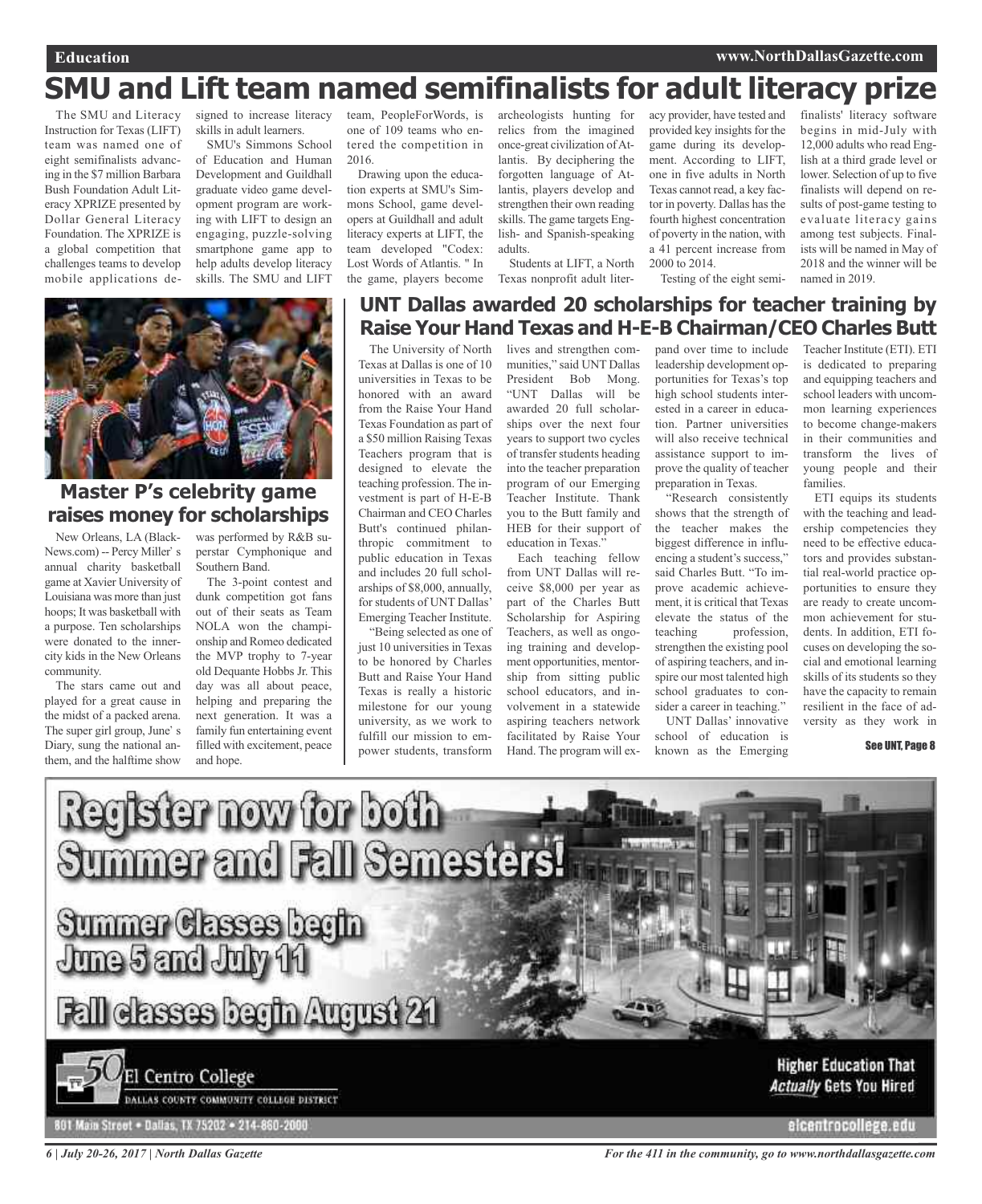# SMU and Lift team named semifinalists for adult literacy prize

The SMU and Literacy Instruction for Texas (LIFT) team was named one of eight semifinalists advancing in the $7 million Barbara Bush Foundation Adult Literacy XPRIZE presented by Dollar General Literacy Foundation. The XPRIZE is a global competition that challenges teams to develop mobile applications designed to increase literacy skills in adult learners.

SMU's Simmons School of Education and Human Development and Guildhall graduate video game development program are working with LIFT to design an engaging, puzzle-solving smartphone game app to help adults develop literacy skills. The SMU and LIFT team, PeopleForWords, is one of 109 teams who entered the competition in 2016.

Drawing upon the education experts at SMU's Simmons School, game developers at Guildhall and adult literacy experts at LIFT, the team developed "Codex: Lost Words of Atlantis. " In the game, players become archeologists hunting for relics from the imagined once-great civilization of Atlantis. By deciphering the forgotten language of Atlantis, players develop and strengthen their own reading skills. The game targets English- and Spanish-speaking adults.

Students at LIFT, a North Texas nonprofit adult literacy provider, have tested and provided key insights for the game during its development. According to LIFT, one in five adults in North Texas cannot read, a key factor in poverty. Dallas has the fourth highest concentration of poverty in the nation, with a 41 percent increase from 2000 to 2014.

Testing of the eight semifinalists' literacy software begins in mid-July with 12,000 adults who read English at a third grade level or lower. Selection of up to five finalists will depend on results of post-game testing to evaluate literacy gains among test subjects. Finalists will be named in May of 2018 and the winner will be named in 2019.

## Master P's celebrity game raises money for scholarships

New Orleans, LA (BlackNews.com) -- Percy Miller' s annual charity basketball game at Xavier University of Louisiana was more than just hoops; It was basketball with a purpose. Ten scholarships were donated to the inner-city kids in the New Orleans community.

The stars came out and played for a great cause in the midst of a packed arena. The super girl group, June' s Diary, sung the national anthem, and the halftime show was performed by R&B superstar Cymphonique and Southern Band.

The 3-point contest and dunk competition got fans out of their seats as Team NOLA won the championship and Romeo dedicated the MVP trophy to 7-year old Dequante Hobbs Jr. This day was all about peace, helping and preparing the next generation. It was a family fun entertaining event filled with excitement, peace and hope.

## UNT Dallas awarded 20 scholarships for teacher training by Raise Your Hand Texas and H-E-B Chairman/CEO Charles Butt

The University of North Texas at Dallas is one of 10 universities in Texas to be honored with an award from the Raise Your Hand Texas Foundation as part of a $50 million Raising Texas Teachers program that is designed to elevate the teaching profession. The investment is part of H-E-B Chairman and CEO Charles Butt's continued philanthropic commitment to public education in Texas and includes 20 full scholarships of $8,000, annually, for students of UNT Dallas' Emerging Teacher Institute.

"Being selected as one of just 10 universities in Texas to be honored by Charles Butt and Raise Your Hand Texas is really a historic milestone for our young university, as we work to fulfill our mission to empower students, transform lives and strengthen communities," said UNT Dallas President Bob Mong. "UNT Dallas will be awarded 20 full scholarships over the next four years to support two cycles of transfer students heading into the teacher preparation program of our Emerging Teacher Institute. Thank you to the Butt family and HEB for their support of education in Texas."

Each teaching fellow from UNT Dallas will receive $8,000 per year as part of the Charles Butt Scholarship for Aspiring Teachers, as well as ongoing training and development opportunities, mentorship from sitting public school educators, and involvement in a statewide aspiring teachers network facilitated by Raise Your Hand. The program will expand over time to include leadership development opportunities for Texas's top high school students interested in a career in education. Partner universities will also receive technical assistance support to improve the quality of teacher preparation in Texas.

"Research consistently shows that the strength of the teacher makes the biggest difference in influencing a student's success," said Charles Butt. "To improve academic achievement, it is critical that Texas elevate the status of the teaching profession, strengthen the existing pool of aspiring teachers, and inspire our most talented high school graduates to consider a career in teaching."

UNT Dallas' innovative school of education is known as the Emerging Teacher Institute (ETI). ETI is dedicated to preparing and equipping teachers and school leaders with uncommon learning experiences to become change-makers in their communities and transform the lives of young people and their families.

ETI equips its students with the teaching and leadership competencies they need to be effective educators and provides substantial real-world practice opportunities to ensure they are ready to create uncommon achievement for students. In addition, ETI focuses on developing the social and emotional learning skills of its students so they have the capacity to remain resilient in the face of adversity as they work in

See UNT, Page 8

**Register now for both Summer and Fall Semesters!**

**Summer Classes begin June 5 and July 11**

**Fall classes begin August 21**

El Centro College
DALLAS COUNTY COMMUNITY COLLEGE DISTRICT

**Higher Education That *Actually* Gets You Hired**

801 Main Street • Dallas, TX 75202 • 214-860-2000

elcentrocollege.edu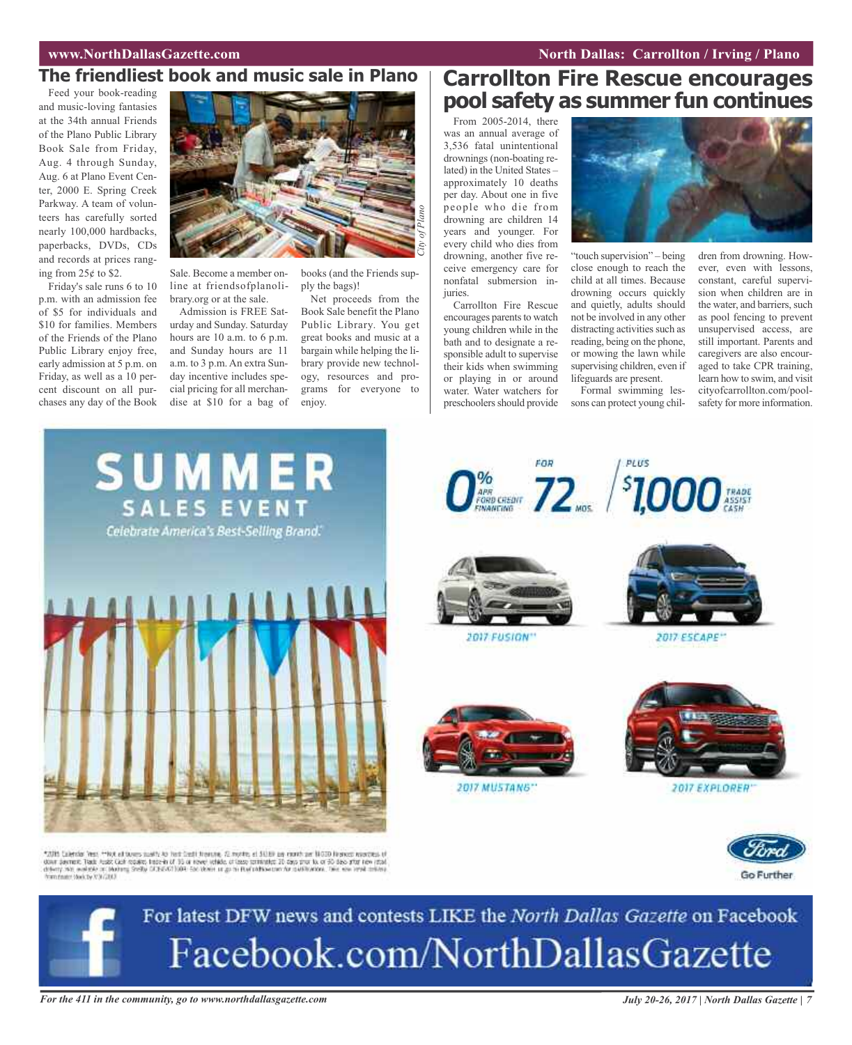## The friendliest book and music sale in Plano

Feed your book-reading and music-loving fantasies at the 34th annual Friends of the Plano Public Library Book Sale from Friday, Aug. 4 through Sunday, Aug. 6 at Plano Event Center, 2000 E. Spring Creek Parkway. A team of volunteers has carefully sorted nearly 100,000 hardbacks, paperbacks, DVDs, CDs and records at prices ranging from 25¢ to $2.

Friday's sale runs 6 to 10 p.m. with an admission fee of $5 for individuals and $10 for families. Members of the Friends of the Plano Public Library enjoy free, early admission at 5 p.m. on Friday, as well as a 10 percent discount on all purchases any day of the Book Sale. Become a member online at friendsofplanolibrary.org or at the sale.

Admission is FREE Saturday and Sunday. Saturday hours are 10 a.m. to 6 p.m. and Sunday hours are 11 a.m. to 3 p.m. An extra Sunday incentive includes special pricing for all merchandise at $10 for a bag of books (and the Friends supply the bags)!

Net proceeds from the Book Sale benefit the Plano Public Library. You get great books and music at a bargain while helping the library provide new technology, resources and programs for everyone to enjoy.

*City of Plano*

## Carrollton Fire Rescue encourages pool safety as summer fun continues

From 2005-2014, there was an annual average of 3,536 fatal unintentional drownings (non-boating related) in the United States – approximately 10 deaths per day. About one in five people who die from drowning are children 14 years and younger. For every child who dies from drowning, another five receive emergency care for nonfatal submersion injuries.

Carrollton Fire Rescue encourages parents to watch young children while in the bath and to designate a responsible adult to supervise their kids when swimming or playing in or around water. Water watchers for preschoolers should provide "touch supervision" – being close enough to reach the child at all times. Because drowning occurs quickly and quietly, adults should not be involved in any other distracting activities such as reading, being on the phone, or mowing the lawn while supervising children, even if lifeguards are present.

Formal swimming lessons can protect young children from drowning. However, even with lessons, constant, careful supervision when children are in the water, and barriers, such as pool fencing to prevent unsupervised access, are still important. Parents and caregivers are also encouraged to take CPR training, learn how to swim, and visit cityofcarrollton.com/poolsafety for more information.

**SUMMER SALES EVENT**

*Celebrate America's Best-Selling Brand.*

0% APR Ford Credit Financing for 72 mos. plus $1,000 Trade Assist Cash

2017 FUSION** | 2017 ESCAPE** | 2017 MUSTANG** | 2017 EXPLORER**

Ford Go Further

For latest DFW news and contests LIKE the *North Dallas Gazette* on Facebook

Facebook.com/NorthDallasGazette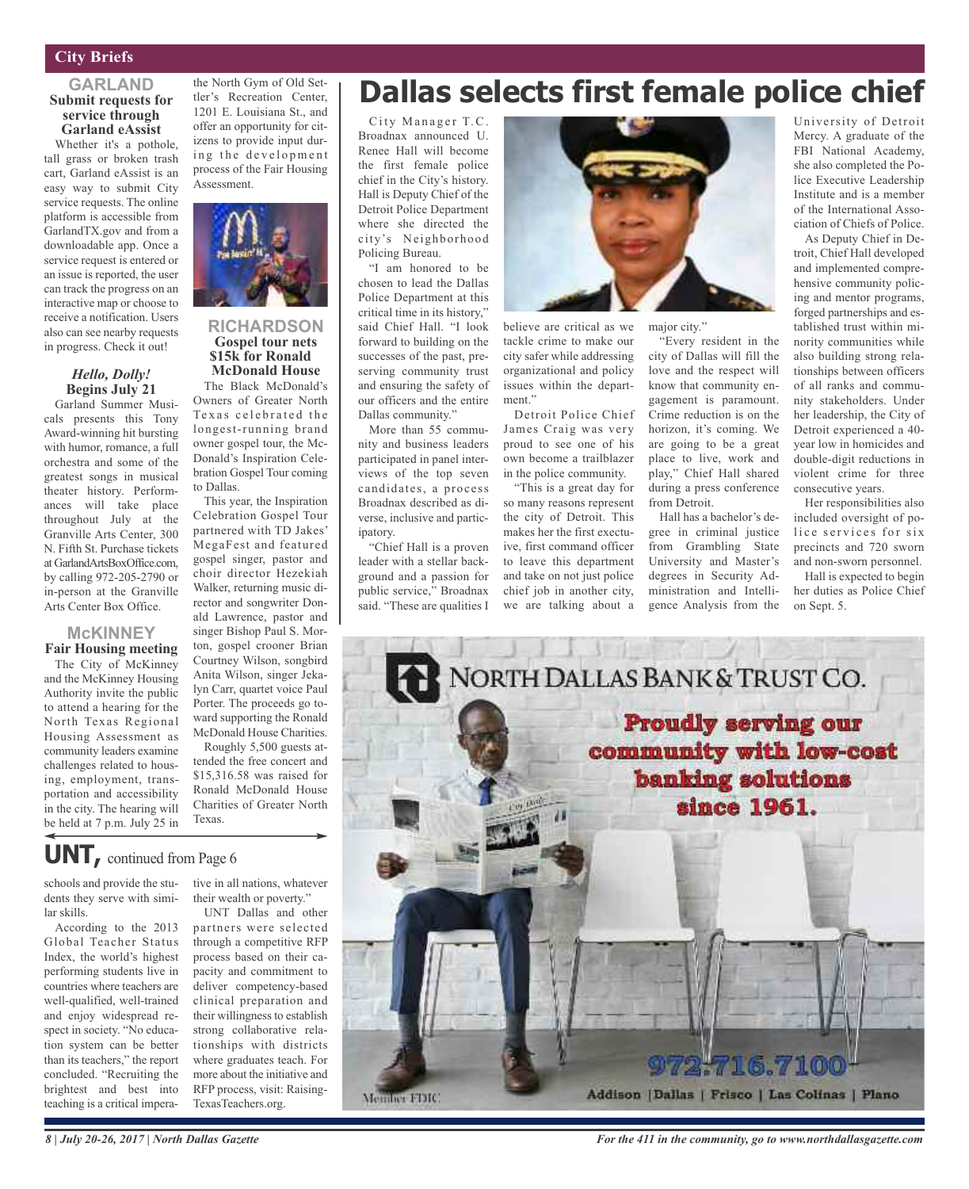## City Briefs

### GARLAND

**Submit requests for service through Garland eAssist**

Whether it's a pothole, tall grass or broken trash cart, Garland eAssist is an easy way to submit City service requests. The online platform is accessible from GarlandTX.gov and from a downloadable app. Once a service request is entered or an issue is reported, the user can track the progress on an interactive map or choose to receive a notification. Users also can see nearby requests in progress. Check it out!

***Hello, Dolly!*** **Begins July 21**

Garland Summer Musicals presents this Tony Award-winning hit bursting with humor, romance, a full orchestra and some of the greatest songs in musical theater history. Performances will take place throughout July at the Granville Arts Center, 300 N. Fifth St. Purchase tickets at GarlandArtsBoxOffice.com, by calling 972-205-2790 or in-person at the Granville Arts Center Box Office.

### McKINNEY

**Fair Housing meeting**

The City of McKinney and the McKinney Housing Authority invite the public to attend a hearing for the North Texas Regional Housing Assessment as community leaders examine challenges related to housing, employment, transportation and accessibility in the city. The hearing will be held at 7 p.m. July 25 in the North Gym of Old Settler's Recreation Center, 1201 E. Louisiana St., and offer an opportunity for citizens to provide input during the development process of the Fair Housing Assessment.

### RICHARDSON

**Gospel tour nets $15k for Ronald McDonald House**

The Black McDonald's Owners of Greater North Texas celebrated the longest-running brand owner gospel tour, the McDonald's Inspiration Celebration Gospel Tour coming to Dallas.

This year, the Inspiration Celebration Gospel Tour partnered with TD Jakes' MegaFest and featured gospel singer, pastor and choir director Hezekiah Walker, returning music director and songwriter Donald Lawrence, pastor and singer Bishop Paul S. Morton, gospel crooner Brian Courtney Wilson, songbird Anita Wilson, singer Jekalyn Carr, quartet voice Paul Porter. The proceeds go toward supporting the Ronald McDonald House Charities.

Roughly 5,500 guests attended the free concert and $15,316.58 was raised for Ronald McDonald House Charities of Greater North Texas.

# Dallas selects first female police chief

City Manager T.C. Broadnax announced U. Renee Hall will become the first female police chief in the City's history. Hall is Deputy Chief of the Detroit Police Department where she directed the city's Neighborhood Policing Bureau.

"I am honored to be chosen to lead the Dallas Police Department at this critical time in its history," said Chief Hall. "I look forward to building on the successes of the past, preserving community trust and ensuring the safety of our officers and the entire Dallas community."

More than 55 community and business leaders participated in panel interviews of the top seven candidates, a process Broadnax described as diverse, inclusive and participatory.

"Chief Hall is a proven leader with a stellar background and a passion for public service," Broadnax said. "These are qualities I believe are critical as we tackle crime to make our city safer while addressing organizational and policy issues within the department."

Detroit Police Chief James Craig was very proud to see one of his own become a trailblazer in the police community.

"This is a great day for so many reasons represent the city of Detroit. This makes her the first executive, first command officer to leave this department and take on not just police chief job in another city, we are talking about a major city."

"Every resident in the city of Dallas will fill the love and the respect will know that community engagement is paramount. Crime reduction is on the horizon, it's coming. We are going to be a great place to live, work and play," Chief Hall shared during a press conference from Detroit.

Hall has a bachelor's degree in criminal justice from Grambling State University and Master's degrees in Security Administration and Intelligence Analysis from the University of Detroit Mercy. A graduate of the FBI National Academy, she also completed the Police Executive Leadership Institute and is a member of the International Association of Chiefs of Police.

As Deputy Chief in Detroit, Chief Hall developed and implemented comprehensive community policing and mentor programs, forged partnerships and established trust within minority communities while also building strong relationships between officers of all ranks and community stakeholders. Under her leadership, the City of Detroit experienced a 40-year low in homicides and double-digit reductions in violent crime for three consecutive years.

Her responsibilities also included oversight of police services for six precincts and 720 sworn and non-sworn personnel.

Hall is expected to begin her duties as Police Chief on Sept. 5.

## UNT, continued from Page 6

schools and provide the students they serve with similar skills.

According to the 2013 Global Teacher Status Index, the world's highest performing students live in countries where teachers are well-qualified, well-trained and enjoy widespread respect in society. "No education system can be better than its teachers," the report concluded. "Recruiting the brightest and best into teaching is a critical imperative in all nations, whatever their wealth or poverty."

UNT Dallas and other partners were selected through a competitive RFP process based on their capacity and commitment to deliver competency-based clinical preparation and their willingness to establish strong collaborative relationships with districts where graduates teach. For more about the initiative and RFP process, visit: RaisingTexasTeachers.org.

**NORTH DALLAS BANK & TRUST CO.**

**Proudly serving our community with low-cost banking solutions since 1961.**

972.716.7100

Member FDIC

Addison | Dallas | Frisco | Las Colinas | Plano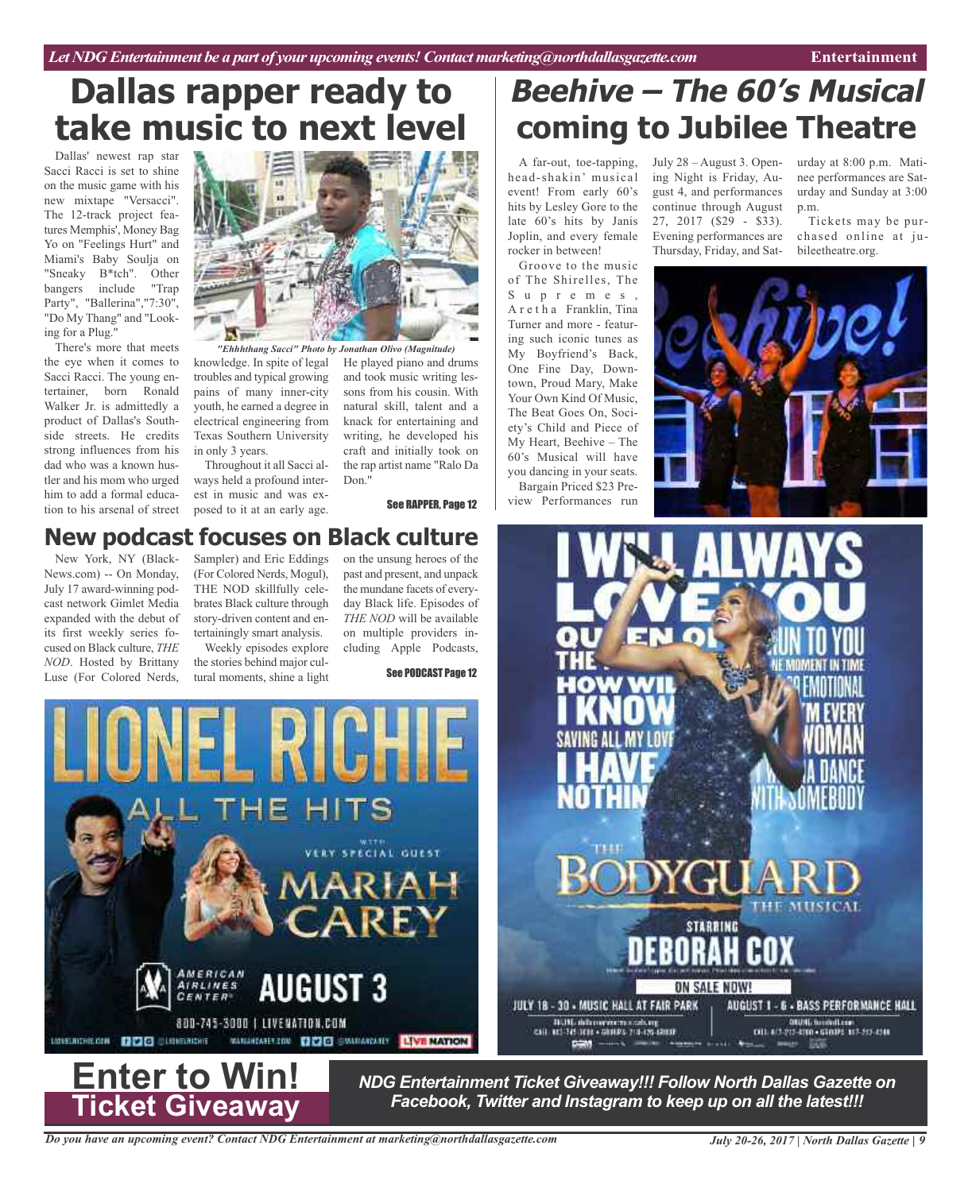# Dallas rapper ready to take music to next level

Dallas' newest rap star Sacci Racci is set to shine on the music game with his new mixtape "Versacci". The 12-track project features Memphis', Money Bag Yo on "Feelings Hurt" and Miami's Baby Soulja on "Sneaky B*tch". Other bangers include "Trap Party", "Ballerina","7:30", "Do My Thang" and "Looking for a Plug."

There's more that meets the eye when it comes to Sacci Racci. The young entertainer, born Ronald Walker Jr. is admittedly a product of Dallas's Southside streets. He credits strong influences from his dad who was a known hustler and his mom who urged him to add a formal education to his arsenal of street knowledge. In spite of legal troubles and typical growing pains of many inner-city youth, he earned a degree in electrical engineering from Texas Southern University in only 3 years.

*"Ehhhthang Sacci" Photo by Jonathan Olivo (Magnitude)*

Throughout it all Sacci always held a profound interest in music and was exposed to it at an early age. He played piano and drums and took music writing lessons from his cousin. With natural skill, talent and a knack for entertaining and writing, he developed his craft and initially took on the rap artist name "Ralo Da Don."

**See RAPPER, Page 12**

# *Beehive – The 60's Musical* coming to Jubilee Theatre

A far-out, toe-tapping, head-shakin' musical event! From early 60's hits by Lesley Gore to the late 60's hits by Janis Joplin, and every female rocker in between!

Groove to the music of The Shirelles, The Supremes, Aretha Franklin, Tina Turner and more - featuring such iconic tunes as My Boyfriend's Back, One Fine Day, Downtown, Proud Mary, Make Your Own Kind Of Music, The Beat Goes On, Society's Child and Piece of My Heart, Beehive – The 60's Musical will have you dancing in your seats.

Bargain Priced $23 Preview Performances run July 28 – August 3. Opening Night is Friday, August 4, and performances continue through August 27, 2017 ($29 - $33). Evening performances are Thursday, Friday, and Saturday at 8:00 p.m. Matinee performances are Saturday and Sunday at 3:00 p.m.

Tickets may be purchased online at jubileetheatre.org.

## New podcast focuses on Black culture

New York, NY (BlackNews.com) -- On Monday, July 17 award-winning podcast network Gimlet Media expanded with the debut of its first weekly series focused on Black culture, *THE NOD*. Hosted by Brittany Luse (For Colored Nerds, Sampler) and Eric Eddings (For Colored Nerds, Mogul), THE NOD skillfully celebrates Black culture through story-driven content and entertainingly smart analysis.

Weekly episodes explore the stories behind major cultural moments, shine a light on the unsung heroes of the past and present, and unpack the mundane facets of everyday Black life. Episodes of *THE NOD* will be available on multiple providers including Apple Podcasts,

**See PODCAST Page 12**

# Enter to Win!
## Ticket Giveaway

***NDG Entertainment Ticket Giveaway!!! Follow North Dallas Gazette on Facebook, Twitter and Instagram to keep up on all the latest!!!***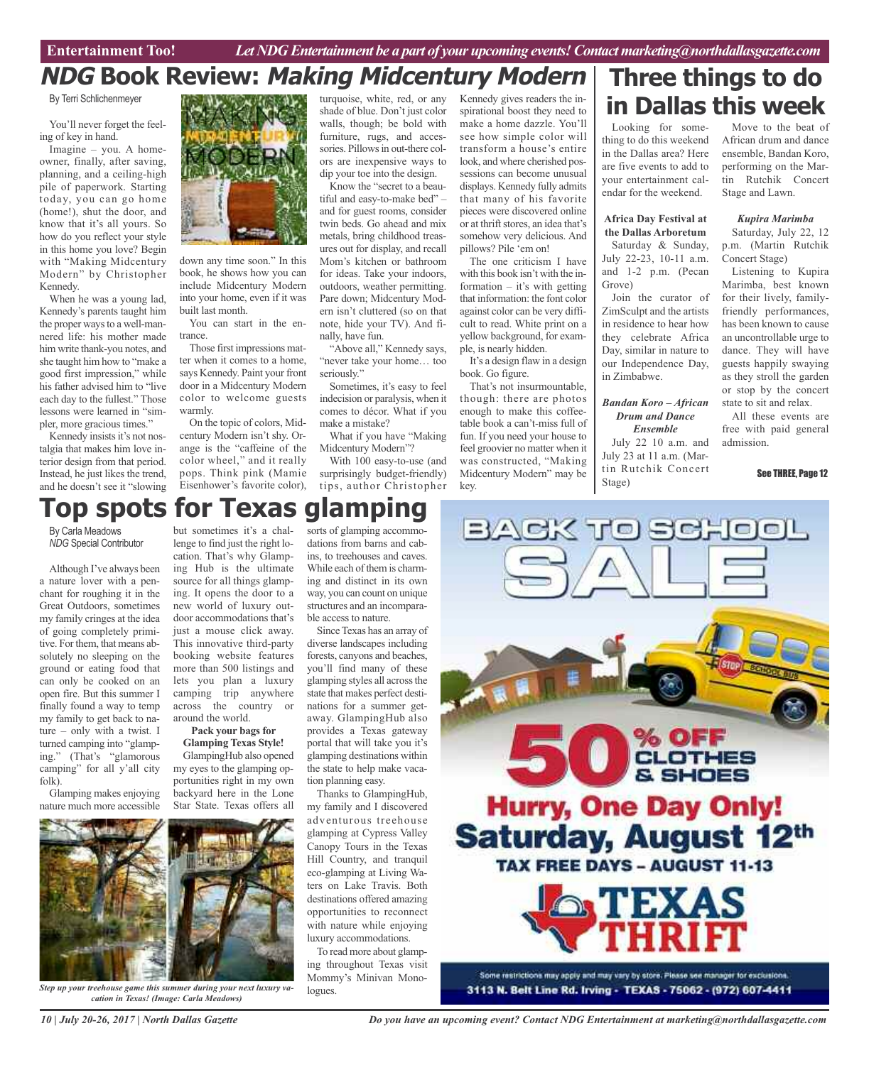Entertainment Too! *Let NDG Entertainment be a part of your upcoming events! Contact marketing@northdallasgazette.com*

# *NDG* Book Review: *Making Midcentury Modern*

By Terri Schlichenmeyer

You'll never forget the feeling of key in hand.

Imagine – you. A homeowner, finally, after saving, planning, and a ceiling-high pile of paperwork. Starting today, you can go home (home!), shut the door, and know that it's all yours. So how do you reflect your style in this home you love? Begin with "Making Midcentury Modern" by Christopher Kennedy.

When he was a young lad, Kennedy's parents taught him the proper ways to a well-mannered life: his mother made him write thank-you notes, and she taught him how to "make a good first impression," while his father advised him to "live each day to the fullest." Those lessons were learned in "simpler, more gracious times."

Kennedy insists it's not nostalgia that makes him love interior design from that period. Instead, he just likes the trend, and he doesn't see it "slowing down any time soon." In this book, he shows how you can include Midcentury Modern into your home, even if it was built last month.

You can start in the entrance.

Those first impressions matter when it comes to a home, says Kennedy. Paint your front door in a Midcentury Modern color to welcome guests warmly.

On the topic of colors, Midcentury Modern isn't shy. Orange is the "caffeine of the color wheel," and it really pops. Think pink (Mamie Eisenhower's favorite color), turquoise, white, red, or any shade of blue. Don't just color walls, though; be bold with furniture, rugs, and accessories. Pillows in out-there colors are inexpensive ways to dip your toe into the design.

Know the "secret to a beautiful and easy-to-make bed" – and for guest rooms, consider twin beds. Go ahead and mix metals, bring childhood treasures out for display, and recall Mom's kitchen or bathroom for ideas. Take your indoors, outdoors, weather permitting. Pare down; Midcentury Modern isn't cluttered (so on that note, hide your TV). And finally, have fun.

"Above all," Kennedy says, "never take your home… too seriously."

Sometimes, it's easy to feel indecision or paralysis, when it comes to décor. What if you make a mistake?

What if you have "Making Midcentury Modern"?

With 100 easy-to-use (and surprisingly budget-friendly) tips, author Christopher Kennedy gives readers the inspirational boost they need to make a home dazzle. You'll see how simple color will transform a house's entire look, and where cherished possessions can become unusual displays. Kennedy fully admits that many of his favorite pieces were discovered online or at thrift stores, an idea that's somehow very delicious. And pillows? Pile 'em on!

The one criticism I have with this book isn't with the information – it's with getting that information: the font color against color can be very difficult to read. White print on a yellow background, for example, is nearly hidden.

It's a design flaw in a design book. Go figure.

That's not insurmountable, though: there are photos enough to make this coffee-table book a can't-miss full of fun. If you need your house to feel groovier no matter when it was constructed, "Making Midcentury Modern" may be key.

# Three things to do in Dallas this week

Looking for something to do this weekend in the Dallas area? Here are five events to add to your entertainment calendar for the weekend.

**Africa Day Festival at the Dallas Arboretum**

Saturday & Sunday, July 22-23, 10-11 a.m. and 1-2 p.m. (Pecan Grove)

Join the curator of ZimSculpt and the artists in residence to hear how they celebrate Africa Day, similar in nature to our Independence Day, in Zimbabwe.

***Bandan Koro – African Drum and Dance Ensemble***

July 22 10 a.m. and July 23 at 11 a.m. (Martin Rutchik Concert Stage)

Move to the beat of African drum and dance ensemble, Bandan Koro, performing on the Martin Rutchik Concert Stage and Lawn.

***Kupira Marimba***

Saturday, July 22, 12 p.m. (Martin Rutchik Concert Stage)

Listening to Kupira Marimba, best known for their lively, family-friendly performances, has been known to cause an uncontrollable urge to dance. They will have guests happily swaying as they stroll the garden or stop by the concert state to sit and relax.

All these events are free with paid general admission.

**See THREE, Page 12**

# Top spots for Texas glamping

By Carla Meadows
*NDG* Special Contributor

Although I've always been a nature lover with a penchant for roughing it in the Great Outdoors, sometimes my family cringes at the idea of going completely primitive. For them, that means absolutely no sleeping on the ground or eating food that can only be cooked on an open fire. But this summer I finally found a way to temp my family to get back to nature – only with a twist. I turned camping into "glamping." (That's "glamorous camping" for all y'all city folk).

Glamping makes enjoying nature much more accessible but sometimes it's a challenge to find just the right location. That's why Glamping Hub is the ultimate source for all things glamping. It opens the door to a new world of luxury outdoor accommodations that's just a mouse click away. This innovative third-party booking website features more than 500 listings and lets you plan a luxury camping trip anywhere across the country or around the world.

**Pack your bags for Glamping Texas Style!**

GlampingHub also opened my eyes to the glamping opportunities right in my own backyard here in the Lone Star State. Texas offers all sorts of glamping accommodations from barns and cabins, to treehouses and caves. While each of them is charming and distinct in its own way, you can count on unique structures and an incomparable access to nature.

Since Texas has an array of diverse landscapes including forests, canyons and beaches, you'll find many of these glamping styles all across the state that makes perfect destinations for a summer getaway. GlampingHub also provides a Texas gateway portal that will take you it's glamping destinations within the state to help make vacation planning easy.

Thanks to GlampingHub, my family and I discovered adventurous treehouse glamping at Cypress Valley Canopy Tours in the Texas Hill Country, and tranquil eco-glamping at Living Waters on Lake Travis. Both destinations offered amazing opportunities to reconnect with nature while enjoying luxury accommodations.

To read more about glamping throughout Texas visit Mommy's Minivan Monologues.

*Step up your treehouse game this summer during your next luxury vacation in Texas! (Image: Carla Meadows)*

BACK TO SCHOOL SALE

50% OFF CLOTHES & SHOES

Hurry, One Day Only! Saturday, August 12th

TAX FREE DAYS – AUGUST 11-13

TEXAS THRIFT

Some restrictions may apply and may vary by store. Please see manager for exclusions.

3113 N. Belt Line Rd. Irving - TEXAS - 75062 - (972) 607-4411

*Do you have an upcoming event? Contact NDG Entertainment at marketing@northdallasgazette.com*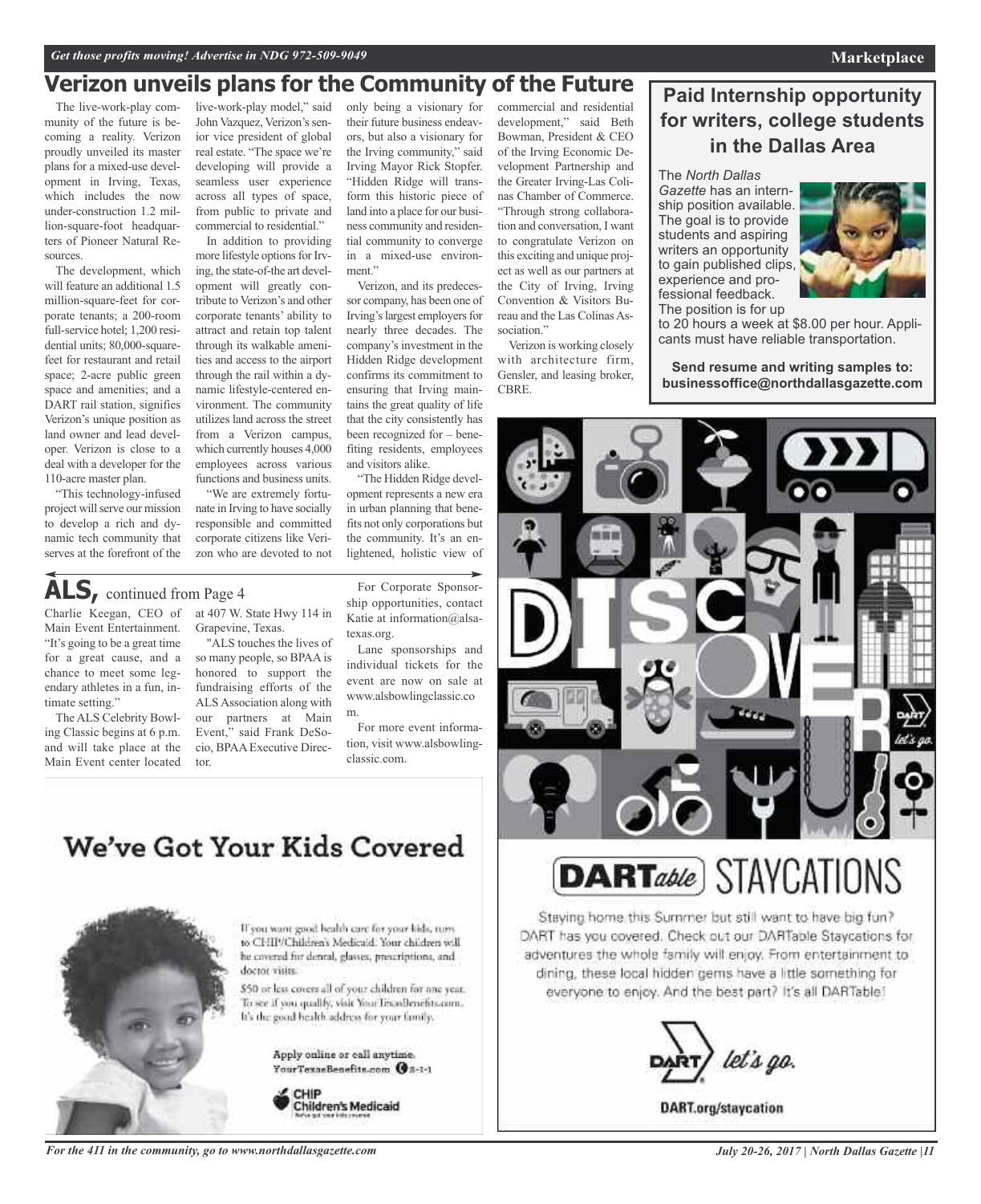# Verizon unveils plans for the Community of the Future

The live-work-play community of the future is becoming a reality. Verizon proudly unveiled its master plans for a mixed-use development in Irving, Texas, which includes the now under-construction 1.2 million-square-foot headquarters of Pioneer Natural Resources.

The development, which will feature an additional 1.5 million-square-feet for corporate tenants; a 200-room full-service hotel; 1,200 residential units; 80,000-square-feet for restaurant and retail space; 2-acre public green space and amenities; and a DART rail station, signifies Verizon's unique position as land owner and lead developer. Verizon is close to a deal with a developer for the 110-acre master plan.

"This technology-infused project will serve our mission to develop a rich and dynamic tech community that serves at the forefront of the live-work-play model," said John Vazquez, Verizon's senior vice president of global real estate. "The space we're developing will provide a seamless user experience across all types of space, from public to private and commercial to residential."

In addition to providing more lifestyle options for Irving, the state-of-the art development will greatly contribute to Verizon's and other corporate tenants' ability to attract and retain top talent through its walkable amenities and access to the airport through the rail within a dynamic lifestyle-centered environment. The community utilizes land across the street from a Verizon campus, which currently houses 4,000 employees across various functions and business units.

"We are extremely fortunate in Irving to have socially responsible and committed corporate citizens like Verizon who are devoted to not only being a visionary for their future business endeavors, but also a visionary for the Irving community," said Irving Mayor Rick Stopfer. "Hidden Ridge will transform this historic piece of land into a place for our business community and residential community to converge in a mixed-use environment."

Verizon, and its predecessor company, has been one of Irving's largest employers for nearly three decades. The company's investment in the Hidden Ridge development confirms its commitment to ensuring that Irving maintains the great quality of life that the city consistently has been recognized for – benefiting residents, employees and visitors alike.

"The Hidden Ridge development represents a new era in urban planning that benefits not only corporations but the community. It's an enlightened, holistic view of commercial and residential development," said Beth Bowman, President & CEO of the Irving Economic Development Partnership and the Greater Irving-Las Colinas Chamber of Commerce. "Through strong collaboration and conversation, I want to congratulate Verizon on this exciting and unique project as well as our partners at the City of Irving, Irving Convention & Visitors Bureau and the Las Colinas Association."

Verizon is working closely with architecture firm, Gensler, and leasing broker, CBRE.

## Paid Internship opportunity for writers, college students in the Dallas Area

The *North Dallas Gazette* has an internship position available. The goal is to provide students and aspiring writers an opportunity to gain published clips, experience and professional feedback. The position is for up to 20 hours a week at $8.00 per hour. Applicants must have reliable transportation.

**Send resume and writing samples to: businessoffice@northdallasgazette.com**

## ALS, continued from Page 4

Charlie Keegan, CEO of Main Event Entertainment. "It's going to be a great time for a great cause, and a chance to meet some legendary athletes in a fun, intimate setting."

The ALS Celebrity Bowling Classic begins at 6 p.m. and will take place at the Main Event center located at 407 W. State Hwy 114 in Grapevine, Texas.

"ALS touches the lives of so many people, so BPAA is honored to support the fundraising efforts of the ALS Association along with our partners at Main Event," said Frank DeSocio, BPAA Executive Director.

For Corporate Sponsorship opportunities, contact Katie at information@alsatexas.org.

Lane sponsorships and individual tickets for the event are now on sale at www.alsbowlingclassic.com.

For more event information, visit www.alsbowlingclassic.com.

## We've Got Your Kids Covered

If you want good health care for your kids, turn to CHIP/Children's Medicaid. Your children will be covered for dental, glasses, prescriptions, and doctor visits.

$50 or less covers all of your children for one year. To see if you qualify, visit YourTexasBenefits.com. It's the good health address for your family.

Apply online or call anytime. YourTexasBenefits.com 2-1-1

CHIP Children's Medicaid

## DARTable STAYCATIONS

Staying home this Summer but still want to have big fun? DART has you covered. Check out our DARTable Staycations for adventures the whole family will enjoy. From entertainment to dining, these local hidden gems have a little something for everyone to enjoy. And the best part? It's all DARTable!

DART let's go.

DART.org/staycation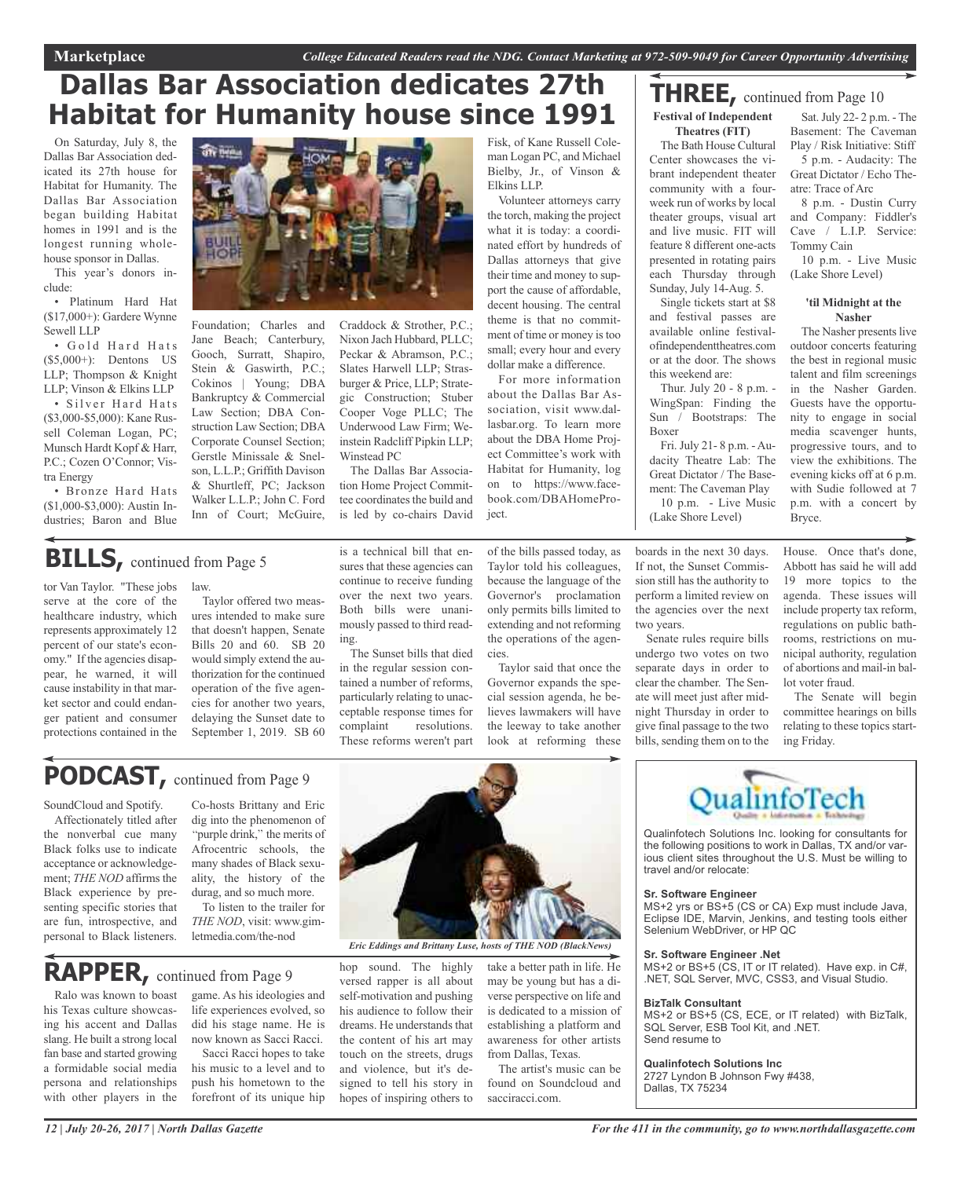# Dallas Bar Association dedicates 27th Habitat for Humanity house since 1991

On Saturday, July 8, the Dallas Bar Association dedicated its 27th house for Habitat for Humanity. The Dallas Bar Association began building Habitat homes in 1991 and is the longest running whole-house sponsor in Dallas.

This year's donors include:

• Platinum Hard Hat ($17,000+): Gardere Wynne Sewell LLP

• Gold Hard Hats ($5,000+): Dentons US LLP; Thompson & Knight LLP; Vinson & Elkins LLP

• Silver Hard Hats ($3,000-$5,000): Kane Russell Coleman Logan, PC; Munsch Hardt Kopf & Harr, P.C.; Cozen O'Connor; Vistra Energy

• Bronze Hard Hats ($1,000-$3,000): Austin Industries; Baron and Blue Foundation; Charles and Jane Beach; Canterbury, Gooch, Surratt, Shapiro, Stein & Gaswirth, P.C.; Cokinos | Young; DBA Bankruptcy & Commercial Law Section; DBA Construction Law Section; DBA Corporate Counsel Section; Gerstle Minissale & Snelson, L.L.P.; Griffith Davison & Shurtleff, PC; Jackson Walker L.L.P.; John C. Ford Inn of Court; McGuire, Craddock & Strother, P.C.; Nixon Jach Hubbard, PLLC; Peckar & Abramson, P.C.; Slates Harwell LLP; Strasburger & Price, LLP; Strategic Construction; Stuber Cooper Voge PLLC; The Underwood Law Firm; Weinstein Radcliff Pipkin LLP; Winstead PC

The Dallas Bar Association Home Project Committee coordinates the build and is led by co-chairs David Fisk, of Kane Russell Coleman Logan PC, and Michael Bielby, Jr., of Vinson & Elkins LLP.

Volunteer attorneys carry the torch, making the project what it is today: a coordinated effort by hundreds of Dallas attorneys that give their time and money to support the cause of affordable, decent housing. The central theme is that no commitment of time or money is too small; every hour and every dollar make a difference.

For more information about the Dallas Bar Association, visit www.dallasbar.org. To learn more about the DBA Home Project Committee's work with Habitat for Humanity, log on to https://www.facebook.com/DBAHomeProject.

# THREE, continued from Page 10

**Festival of Independent Theatres (FIT)**

The Bath House Cultural Center showcases the vibrant independent theater community with a four-week run of works by local theater groups, visual art and live music. FIT will feature 8 different one-acts presented in rotating pairs each Thursday through Sunday, July 14-Aug. 5.

Single tickets start at $8 and festival passes are available online festivalofindependenttheatres.com or at the door. The shows this weekend are:

Thur. July 20 - 8 p.m. - WingSpan: Finding the Sun / Bootstraps: The Boxer

Fri. July 21- 8 p.m. - Audacity Theatre Lab: The Great Dictator / The Basement: The Caveman Play

10 p.m. - Live Music (Lake Shore Level)

Sat. July 22- 2 p.m. - The Basement: The Caveman Play / Risk Initiative: Stiff

5 p.m. - Audacity: The Great Dictator / Echo Theatre: Trace of Arc

8 p.m. - Dustin Curry and Company: Fiddler's Cave / L.I.P. Service: Tommy Cain

10 p.m. - Live Music (Lake Shore Level)

**'til Midnight at the Nasher**

The Nasher presents live outdoor concerts featuring the best in regional music talent and film screenings in the Nasher Garden. Guests have the opportunity to engage in social media scavenger hunts, progressive tours, and to view the exhibitions. The evening kicks off at 6 p.m. with Sudie followed at 7 p.m. with a concert by Bryce.

# BILLS, continued from Page 5

tor Van Taylor. "These jobs serve at the core of the healthcare industry, which represents approximately 12 percent of our state's economy." If the agencies disappear, he warned, it will cause instability in that market sector and could endanger patient and consumer protections contained in the law.

Taylor offered two measures intended to make sure that doesn't happen, Senate Bills 20 and 60. SB 20 would simply extend the authorization for the continued operation of the five agencies for another two years, delaying the Sunset date to September 1, 2019. SB 60 is a technical bill that ensures that these agencies can continue to receive funding over the next two years. Both bills were unanimously passed to third reading.

The Sunset bills that died in the regular session contained a number of reforms, particularly relating to unacceptable response times for complaint resolutions. These reforms weren't part of the bills passed today, as Taylor told his colleagues, because the language of the Governor's proclamation only permits bills limited to extending and not reforming the operations of the agencies.

Taylor said that once the Governor expands the special session agenda, he believes lawmakers will have the leeway to take another look at reforming these boards in the next 30 days. If not, the Sunset Commission still has the authority to perform a limited review on the agencies over the next two years.

Senate rules require bills undergo two votes on two separate days in order to clear the chamber. The Senate will meet just after midnight Thursday in order to give final passage to the two bills, sending them on to the House. Once that's done, Abbott has said he will add 19 more topics to the agenda. These issues will include property tax reform, regulations on public bathrooms, restrictions on municipal authority, regulation of abortions and mail-in ballot voter fraud.

The Senate will begin committee hearings on bills relating to these topics starting Friday.

# PODCAST, continued from Page 9

SoundCloud and Spotify.

Affectionately titled after the nonverbal cue many Black folks use to indicate acceptance or acknowledgement; *THE NOD* affirms the Black experience by presenting specific stories that are fun, introspective, and personal to Black listeners.

Co-hosts Brittany and Eric dig into the phenomenon of "purple drink," the merits of Afrocentric schools, the many shades of Black sexuality, the history of the durag, and so much more.

To listen to the trailer for *THE NOD*, visit: www.gimletmedia.com/the-nod

*Eric Eddings and Brittany Luse, hosts of THE NOD (BlackNews)*

# RAPPER, continued from Page 9

Ralo was known to boast his Texas culture showcasing his accent and Dallas slang. He built a strong local fan base and started growing a formidable social media persona and relationships with other players in the game. As his ideologies and life experiences evolved, so did his stage name. He is now known as Sacci Racci.

Sacci Racci hopes to take his music to a level and to push his hometown to the forefront of its unique hip hop sound. The highly versed rapper is all about self-motivation and pushing his audience to follow their dreams. He understands that the content of his art may touch on the streets, drugs and violence, but it's designed to tell his story in hopes of inspiring others to take a better path in life. He may be young but has a diverse perspective on life and is dedicated to a mission of establishing a platform and awareness for other artists from Dallas, Texas.

The artist's music can be found on Soundcloud and sacciracci.com.

**QualinfoTech**

Qualinfotech Solutions Inc. looking for consultants for the following positions to work in Dallas, TX and/or various client sites throughout the U.S. Must be willing to travel and/or relocate:

**Sr. Software Engineer**
MS+2 yrs or BS+5 (CS or CA) Exp must include Java, Eclipse IDE, Marvin, Jenkins, and testing tools either Selenium WebDriver, or HP QC

**Sr. Software Engineer .Net**
MS+2 or BS+5 (CS, IT or IT related). Have exp. in C#, .NET, SQL Server, MVC, CSS3, and Visual Studio.

**BizTalk Consultant**
MS+2 or BS+5 (CS, ECE, or IT related) with BizTalk, SQL Server, ESB Tool Kit, and .NET.
Send resume to

**Qualinfotech Solutions Inc**
2727 Lyndon B Johnson Fwy #438,
Dallas, TX 75234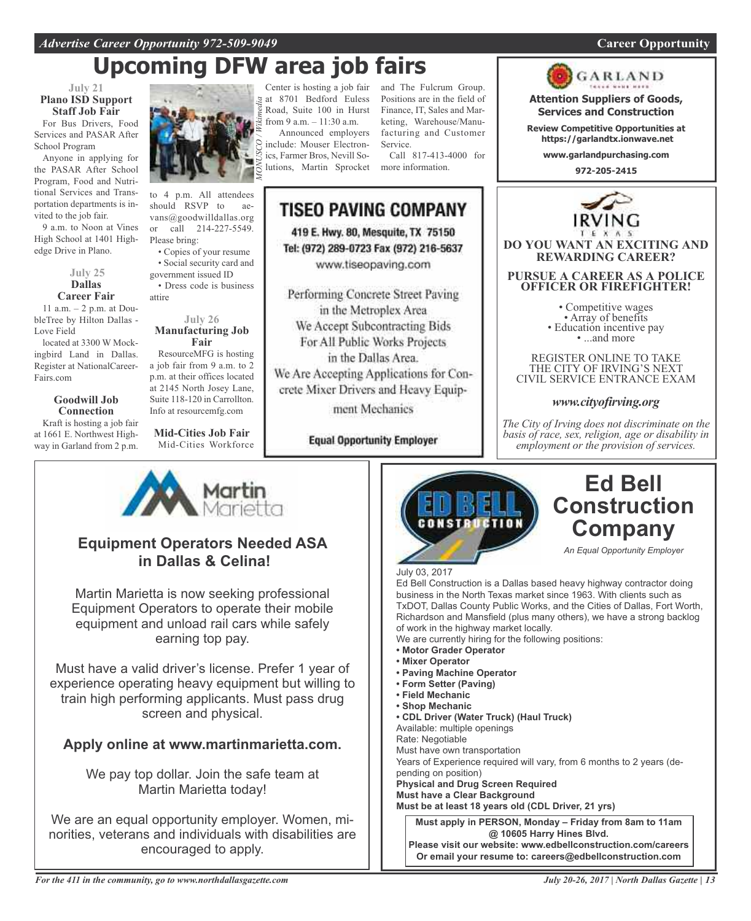# Upcoming DFW area job fairs

**July 21**
**Plano ISD Support Staff Job Fair**

For Bus Drivers, Food Services and PASAR After School Program

Anyone in applying for the PASAR After School Program, Food and Nutritional Services and Transportation departments is invited to the job fair.

9 a.m. to Noon at Vines High School at 1401 Highedge Drive in Plano.

**July 25**
**Dallas Career Fair**

11 a.m. – 2 p.m. at DoubleTree by Hilton Dallas - Love Field located at 3300 W Mockingbird Land in Dallas. Register at NationalCareerFairs.com

**Goodwill Job Connection**

Kraft is hosting a job fair at 1661 E. Northwest Highway in Garland from 2 p.m. to 4 p.m. All attendees should RSVP to aevans@goodwilldallas.org or call 214-227-5549. Please bring:

- Copies of your resume
- Social security card and government issued ID
- Dress code is business attire

**July 26**
**Manufacturing Job Fair**

ResourceMFG is hosting a job fair from 9 a.m. to 2 p.m. at their offices located at 2145 North Josey Lane, Suite 118-120 in Carrollton. Info at resourcemfg.com

**Mid-Cities Job Fair**

Mid-Cities Workforce Center is hosting a job fair at 8701 Bedford Euless Road, Suite 100 in Hurst from 9 a.m. – 11:30 a.m.

Announced employers include: Mouser Electronics, Farmer Bros, Nevill Solutions, Martin Sprocket and The Fulcrum Group. Positions are in the field of Finance, IT, Sales and Marketing, Warehouse/Manufacturing and Customer Service.

Call 817-413-4000 for more information.

*MONUSCO / Wikimedia*

---

## TISEO PAVING COMPANY

419 E. Hwy. 80, Mesquite, TX 75150
Tel: (972) 289-0723 Fax (972) 216-5637
www.tiseopaving.com

Performing Concrete Street Paving in the Metroplex Area
We Accept Subcontracting Bids For All Public Works Projects in the Dallas Area.
We Are Accepting Applications for Concrete Mixer Drivers and Heavy Equipment Mechanics

**Equal Opportunity Employer**

---

## GARLAND

**Attention Suppliers of Goods, Services and Construction**

**Review Competitive Opportunities at https://garlandtx.ionwave.net**

**www.garlandpurchasing.com**

**972-205-2415**

---

## IRVING TEXAS

**DO YOU WANT AN EXCITING AND REWARDING CAREER?**

**PURSUE A CAREER AS A POLICE OFFICER OR FIREFIGHTER!**

- Competitive wages
- Array of benefits
- Education incentive pay
- ...and more

REGISTER ONLINE TO TAKE THE CITY OF IRVING'S NEXT CIVIL SERVICE ENTRANCE EXAM

***www.cityofirving.org***

*The City of Irving does not discriminate on the basis of race, sex, religion, age or disability in employment or the provision of services.*

---

## Martin Marietta

### Equipment Operators Needed ASA in Dallas & Celina!

Martin Marietta is now seeking professional Equipment Operators to operate their mobile equipment and unload rail cars while safely earning top pay.

Must have a valid driver's license. Prefer 1 year of experience operating heavy equipment but willing to train high performing applicants. Must pass drug screen and physical.

**Apply online at www.martinmarietta.com.**

We pay top dollar. Join the safe team at Martin Marietta today!

We are an equal opportunity employer. Women, minorities, veterans and individuals with disabilities are encouraged to apply.

---

## Ed Bell Construction Company

*An Equal Opportunity Employer*

July 03, 2017

Ed Bell Construction is a Dallas based heavy highway contractor doing business in the North Texas market since 1963. With clients such as TxDOT, Dallas County Public Works, and the Cities of Dallas, Fort Worth, Richardson and Mansfield (plus many others), we have a strong backlog of work in the highway market locally.

We are currently hiring for the following positions:

- **Motor Grader Operator**
- **Mixer Operator**
- **Paving Machine Operator**
- **Form Setter (Paving)**
- **Field Mechanic**
- **Shop Mechanic**
- **CDL Driver (Water Truck) (Haul Truck)**

Available: multiple openings
Rate: Negotiable
Must have own transportation
Years of Experience required will vary, from 6 months to 2 years (depending on position)
**Physical and Drug Screen Required**
**Must have a Clear Background**
**Must be at least 18 years old (CDL Driver, 21 yrs)**

**Must apply in PERSON, Monday – Friday from 8am to 11am @ 10605 Harry Hines Blvd.**
**Please visit our website: www.edbellconstruction.com/careers**
**Or email your resume to: careers@edbellconstruction.com**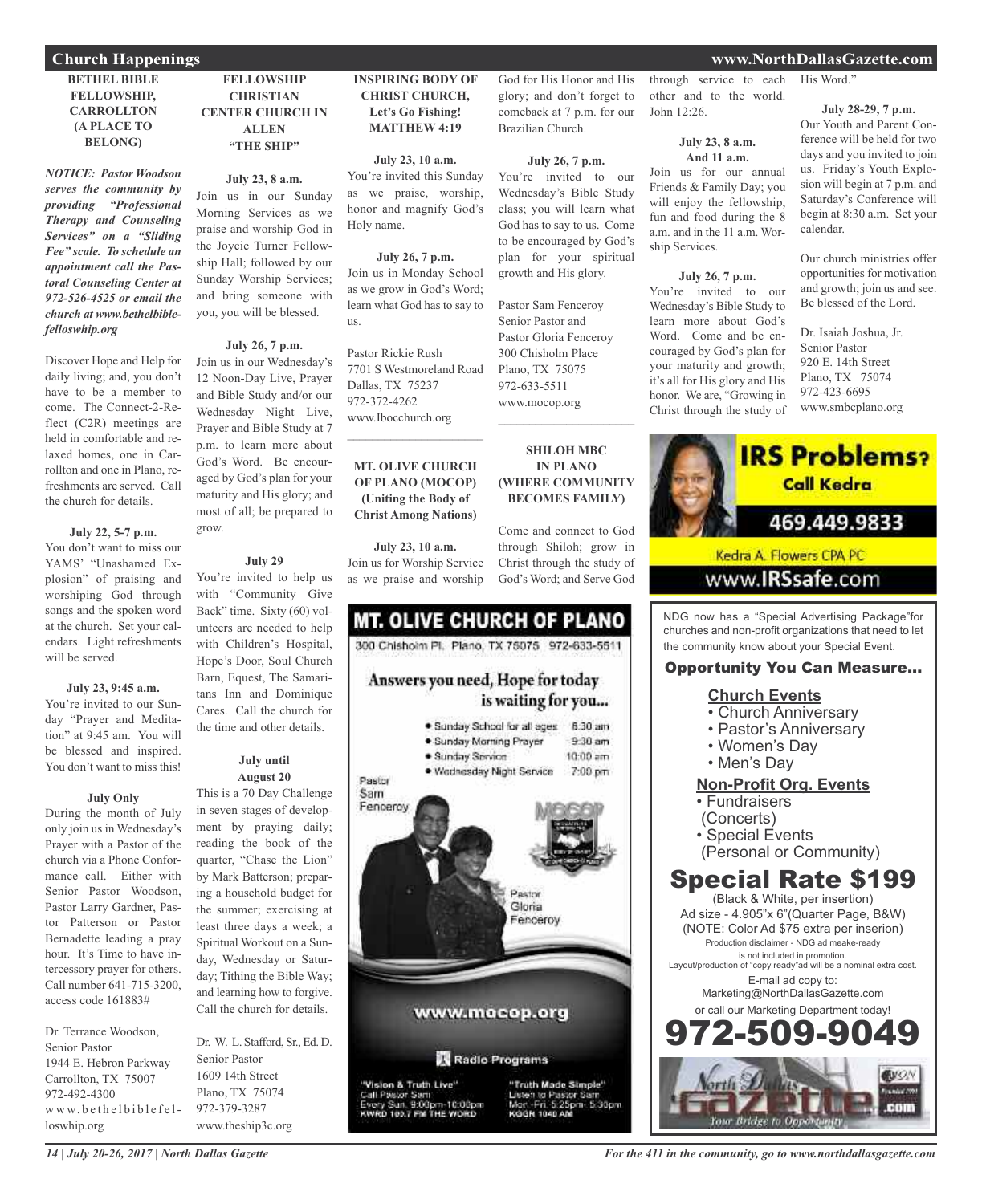## Church Happenings

### BETHEL BIBLE FELLOWSHIP, CARROLLTON (A PLACE TO BELONG)

***NOTICE: Pastor Woodson serves the community by providing "Professional Therapy and Counseling Services" on a "Sliding Fee" scale. To schedule an appointment call the Pastoral Counseling Center at 972-526-4525 or email the church at www.bethelbiblefelloswhip.org***

Discover Hope and Help for daily living; and, you don't have to be a member to come. The Connect-2-Reflect (C2R) meetings are held in comfortable and relaxed homes, one in Carrollton and one in Plano, refreshments are served. Call the church for details.

**July 22, 5-7 p.m.**
You don't want to miss our YAMS' "Unashamed Explosion" of praising and worshiping God through songs and the spoken word at the church. Set your calendars. Light refreshments will be served.

**July 23, 9:45 a.m.**
You're invited to our Sunday "Prayer and Meditation" at 9:45 am. You will be blessed and inspired. You don't want to miss this!

**July Only**
During the month of July only join us in Wednesday's Prayer with a Pastor of the church via a Phone Conformance call. Either with Senior Pastor Woodson, Pastor Larry Gardner, Pastor Patterson or Pastor Bernadette leading a pray hour. It's Time to have intercessory prayer for others. Call number 641-715-3200, access code 161883#

Dr. Terrance Woodson,
Senior Pastor
1944 E. Hebron Parkway
Carrollton, TX 75007
972-492-4300
www.bethelbiblefelloswhip.org

### FELLOWSHIP CHRISTIAN CENTER CHURCH IN ALLEN "THE SHIP"

**July 23, 8 a.m.**
Join us in our Sunday Morning Services as we praise and worship God in the Joycie Turner Fellowship Hall; followed by our Sunday Worship Services; and bring someone with you, you will be blessed.

**July 26, 7 p.m.**
Join us in our Wednesday's 12 Noon-Day Live, Prayer and Bible Study and/or our Wednesday Night Live, Prayer and Bible Study at 7 p.m. to learn more about God's Word. Be encouraged by God's plan for your maturity and His glory; and most of all; be prepared to grow.

**July 29**
You're invited to help us with "Community Give Back" time. Sixty (60) volunteers are needed to help with Children's Hospital, Hope's Door, Soul Church Barn, Equest, The Samaritans Inn and Dominique Cares. Call the church for the time and other details.

**July until August 20**
This is a 70 Day Challenge in seven stages of development by praying daily; reading the book of the quarter, "Chase the Lion" by Mark Batterson; preparing a household budget for the summer; exercising at least three days a week; a Spiritual Workout on a Sunday, Wednesday or Saturday; Tithing the Bible Way; and learning how to forgive. Call the church for details.

Dr. W. L. Stafford, Sr., Ed. D.
Senior Pastor
1609 14th Street
Plano, TX 75074
972-379-3287
www.theship3c.org

### INSPIRING BODY OF CHRIST CHURCH, Let's Go Fishing! MATTHEW 4:19

**July 23, 10 a.m.**
You're invited this Sunday as we praise, worship, honor and magnify God's Holy name.

**July 26, 7 p.m.**
Join us in Monday School as we grow in God's Word; learn what God has to say to us.

Pastor Rickie Rush
7701 S Westmoreland Road
Dallas, TX 75237
972-372-4262
www.Ibocchurch.org

---

### MT. OLIVE CHURCH OF PLANO (MOCOP) (Uniting the Body of Christ Among Nations)

**July 23, 10 a.m.**
Join us for Worship Service as we praise and worship God for His Honor and His glory; and don't forget to comeback at 7 p.m. for our Brazilian Church.

**July 26, 7 p.m.**
You're invited to our Wednesday's Bible Study class; you will learn what God has to say to us. Come to be encouraged by God's plan for your spiritual growth and His glory.

Pastor Sam Fenceroy
Senior Pastor and
Pastor Gloria Fenceroy
300 Chisholm Place
Plano, TX 75075
972-633-5511
www.mocop.org

---

### SHILOH MBC IN PLANO (WHERE COMMUNITY BECOMES FAMILY)

Come and connect to God through Shiloh; grow in Christ through the study of God's Word; and Serve God through service to each other and to the world. John 12:26.

**July 23, 8 a.m. And 11 a.m.**
Join us for our annual Friends & Family Day; you will enjoy the fellowship, fun and food during the 8 a.m. and in the 11 a.m. Worship Services.

**July 26, 7 p.m.**
You're invited to our Wednesday's Bible Study to learn more about God's Word. Come and be encouraged by God's plan for your maturity and growth; it's all for His glory and His honor. We are, "Growing in Christ through the study of His Word."

**July 28-29, 7 p.m.**
Our Youth and Parent Conference will be held for two days and you invited to join us. Friday's Youth Explosion will begin at 7 p.m. and Saturday's Conference will begin at 8:30 a.m. Set your calendar.

Our church ministries offer opportunities for motivation and growth; join us and see. Be blessed of the Lord.

Dr. Isaiah Joshua, Jr.
Senior Pastor
920 E. 14th Street
Plano, TX 75074
972-423-6695
www.smbcplano.org

---

**MT. OLIVE CHURCH OF PLANO**
300 Chisholm Pl. Plano, TX 75075 972-633-5511

Answers you need, Hope for today is waiting for you...

- Sunday School for all ages 8:30 am
- Sunday Morning Prayer 9:30 am
- Sunday Service 10:00 am
- Wednesday Night Service 7:00 pm

Pastor Sam Fenceroy
Pastor Gloria Fenceroy

www.mocop.org

Radio Programs

"Vision & Truth Live" Call Pastor Sam Every Sun. 9:00pm-10:00pm KWRD 103.7 FM THE WORD

"Truth Made Simple" Listen to Pastor Sam Mon.-Fri. 5:25pm-5:30pm KGGR 1040 AM

---

**IRS Problems? Call Kedra**
469.449.9833
Kedra A. Flowers CPA PC
www.IRSsafe.com

---

NDG now has a "Special Advertising Package" for churches and non-profit organizations that need to let the community know about your Special Event.

**Opportunity You Can Measure...**

**Church Events**
- Church Anniversary
- Pastor's Anniversary
- Women's Day
- Men's Day

**Non-Profit Org. Events**
- Fundraisers (Concerts)
- Special Events (Personal or Community)

**Special Rate $199**
(Black & White, per insertion)
Ad size - 4.905"x 6"(Quarter Page, B&W)
(NOTE: Color Ad $75 extra per inserion)
Production disclaimer - NDG ad meake-ready is not included in promotion.
Layout/production of "copy ready"ad will be a nominal extra cost.
E-mail ad copy to:
Marketing@NorthDallasGazette.com
or call our Marketing Department today!
**972-509-9049**

North Dallas Gazette .com — Your Bridge to Opportunity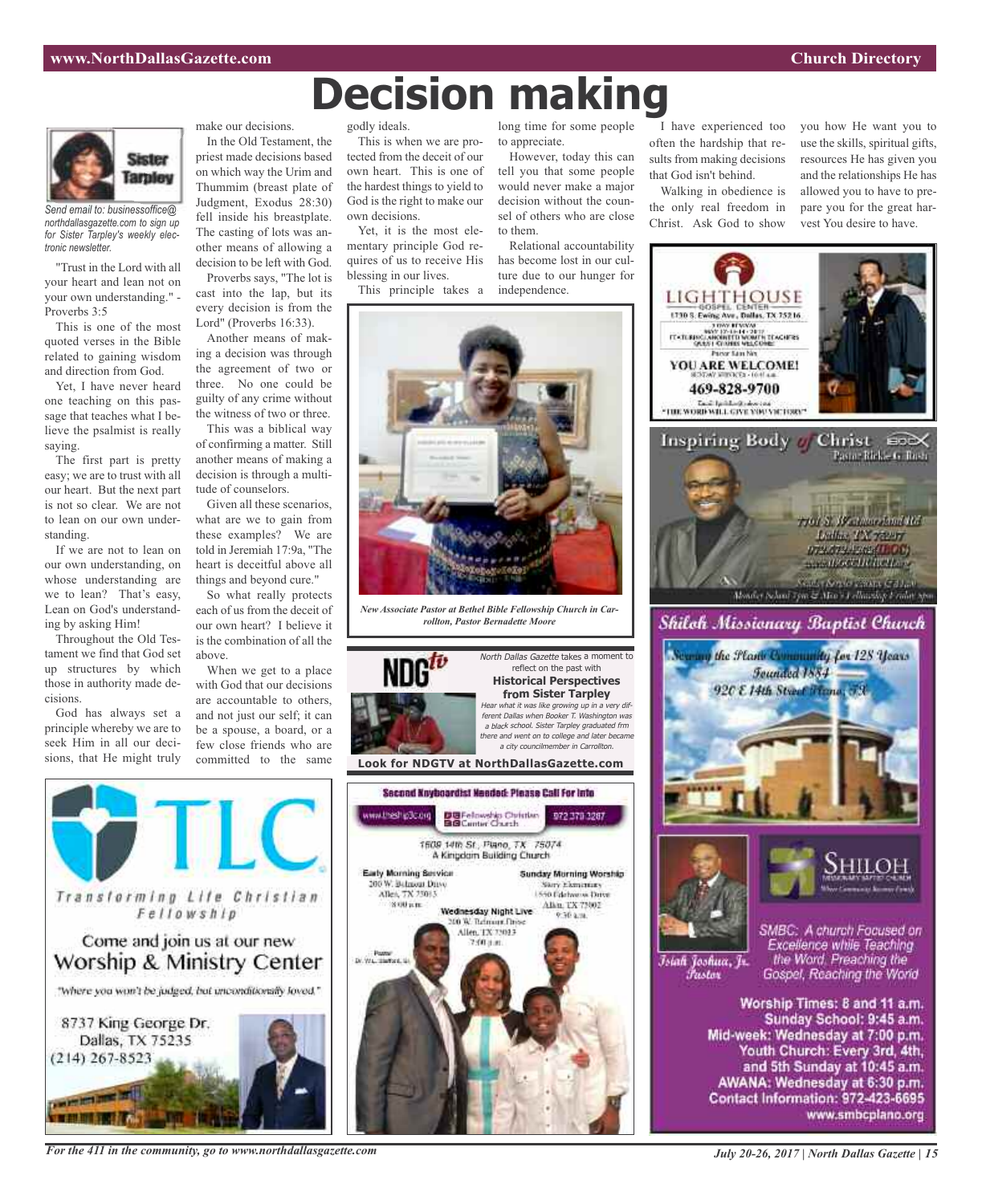# Decision making

Sister Tarpley

*Send email to: businessoffice@northdallasgazette.com to sign up for Sister Tarpley's weekly electronic newsletter.*

"Trust in the Lord with all your heart and lean not on your own understanding." - Proverbs 3:5

This is one of the most quoted verses in the Bible related to gaining wisdom and direction from God.

Yet, I have never heard one teaching on this passage that teaches what I believe the psalmist is really saying.

The first part is pretty easy; we are to trust with all our heart. But the next part is not so clear. We are not to lean on our own understanding.

If we are not to lean on our own understanding, on whose understanding are we to lean? That's easy, Lean on God's understanding by asking Him!

Throughout the Old Testament we find that God set up structures by which those in authority made decisions.

God has always set a principle whereby we are to seek Him in all our decisions, that He might truly make our decisions.

In the Old Testament, the priest made decisions based on which way the Urim and Thummim (breast plate of Judgment, Exodus 28:30) fell inside his breastplate. The casting of lots was another means of allowing a decision to be left with God.

Proverbs says, "The lot is cast into the lap, but its every decision is from the Lord" (Proverbs 16:33).

Another means of making a decision was through the agreement of two or three. No one could be guilty of any crime without the witness of two or three.

This was a biblical way of confirming a matter. Still another means of making a decision is through a multitude of counselors.

Given all these scenarios, what are we to gain from these examples? We are told in Jeremiah 17:9a, "The heart is deceitful above all things and beyond cure."

So what really protects each of us from the deceit of our own heart? I believe it is the combination of all the above.

When we get to a place with God that our decisions are accountable to others, and not just our self; it can be a spouse, a board, or a few close friends who are committed to the same godly ideals.

This is when we are protected from the deceit of our own heart. This is one of the hardest things to yield to God is the right to make our own decisions.

Yet, it is the most elementary principle God requires of us to receive His blessing in our lives.

This principle takes a long time for some people to appreciate.

However, today this can tell you that some people would never make a major decision without the counsel of others who are close to them.

Relational accountability has become lost in our culture due to our hunger for independence.

I have experienced too often the hardship that results from making decisions that God isn't behind.

Walking in obedience is the only real freedom in Christ. Ask God to show you how He want you to use the skills, spiritual gifts, resources He has given you and the relationships He has allowed you to have to prepare you for the great harvest You desire to have.

*New Associate Pastor at Bethel Bible Fellowship Church in Carrollton, Pastor Bernadette Moore*

NDGtv

*North Dallas Gazette* takes a moment to reflect on the past with

**Historical Perspectives from Sister Tarpley**

*Hear what it was like growing up in a very different Dallas when Booker T. Washington was a black school. Sister Tarpley graduated frm there and went on to college and later became a city councilmember in Carrollton.*

**Look for NDGTV at NorthDallasGazette.com**

TLC

Transforming Life Christian Fellowship

Come and join us at our new Worship & Ministry Center

"Where you won't be judged, but unconditionally loved."

8737 King George Dr.
Dallas, TX 75235
(214) 267-8523

**Second Keyboardist Needed: Please Call For Info**

Fellowship Christian Center Church — 972 379 3287

1609 14th St., Plano, TX 75074
A Kingdom Building Church

Early Morning Service
200 W. Belmont Drive
Allen, TX 75013
8:00 a.m.

Sunday Morning Worship
Story Elementary
1550 Edelweiss Drive
Allen, TX 75002
9:30 a.m.

Wednesday Night Live
200 W. Belmont Drive
Allen, TX 75013
7:00 p.m.

LIGHTHOUSE GOSPEL CENTER
1730 S. Ewing Ave., Dallas, TX 75216

YOU ARE WELCOME!

469-828-9700

"THE WORD WILL GIVE YOU VICTORY"

Inspiring Body of Christ
Pastor Rickie G. Rush

7701 S. Westmoreland Rd
Dallas TX 75237

Shiloh Missionary Baptist Church

Serving the Plano Community for 128 Years
Founded 1884
920 E 14th Street Plano, TX

SHILOH

Isiah Joshua, Jr.
Pastor

SMBC: A church Focused on Excellence while Teaching the Word. Preaching the Gospel, Reaching the World

Worship Times: 8 and 11 a.m.
Sunday School: 9:45 a.m.
Mid-week: Wednesday at 7:00 p.m.
Youth Church: Every 3rd, 4th, and 5th Sunday at 10:45 a.m.
AWANA: Wednesday at 6:30 p.m.
Contact Information: 972-423-6695
www.smbcplano.org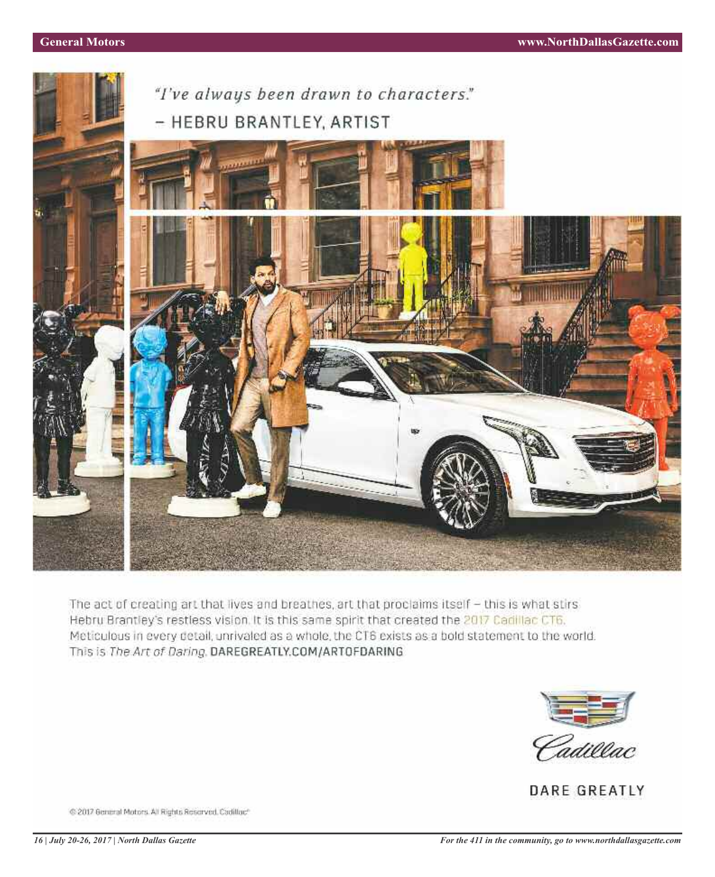*"I've always been drawn to characters."*

– HEBRU BRANTLEY, ARTIST

The act of creating art that lives and breathes, art that proclaims itself – this is what stirs Hebru Brantley's restless vision. It is this same spirit that created the 2017 Cadillac CT6. Meticulous in every detail, unrivaled as a whole, the CT6 exists as a bold statement to the world. This is *The Art of Daring.* DAREGREATLY.COM/ARTOFDARING

Cadillac

DARE GREATLY

© 2017 General Motors. All Rights Reserved. Cadillac®